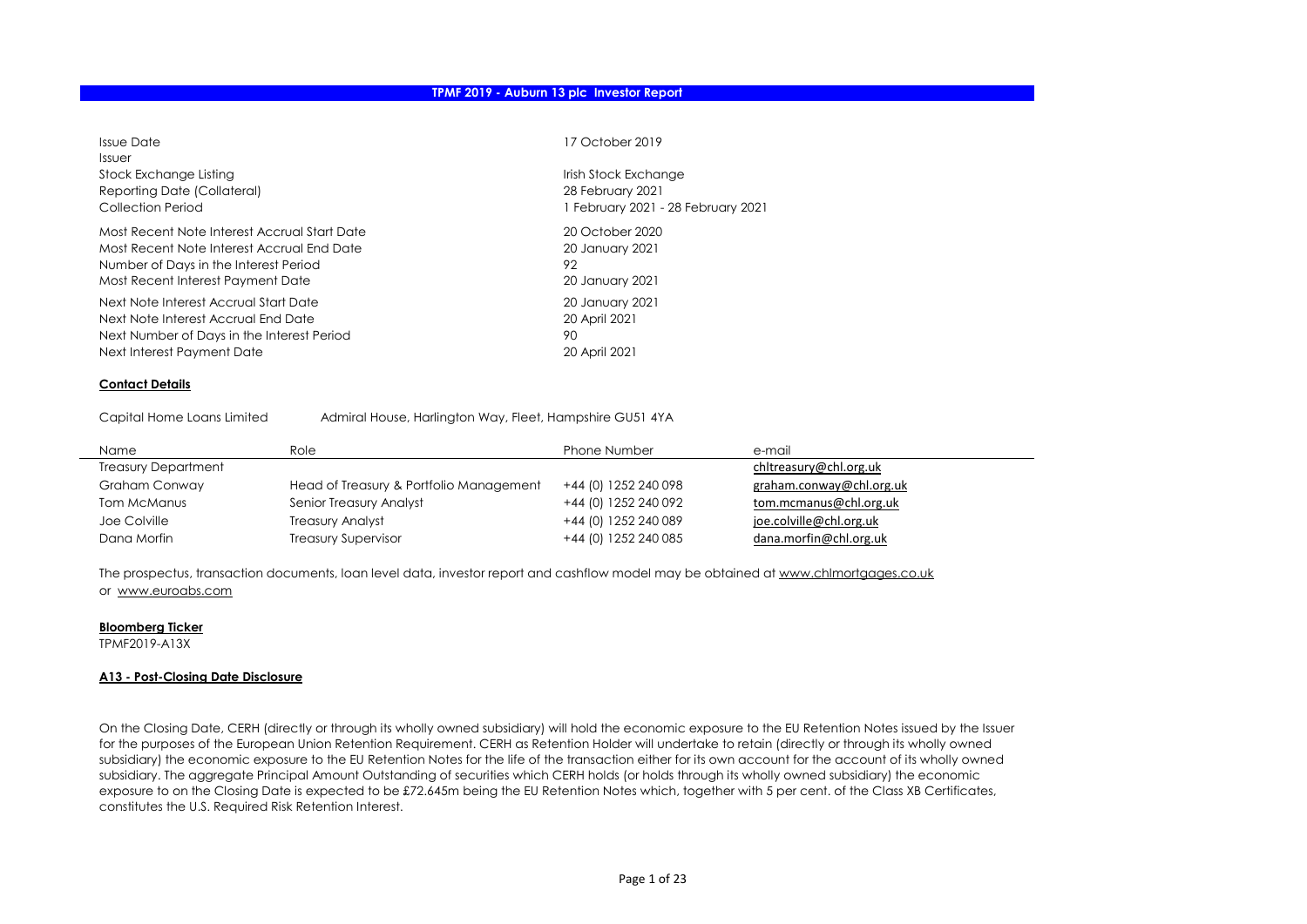# TPMF 2019 - Auburn 13 plc Investor Report

| | |
|---|---|
| Issue Date | 17 October 2019 |
| Issuer | |
| Stock Exchange Listing | Irish Stock Exchange |
| Reporting Date (Collateral) | 28 February 2021 |
| Collection Period | 1 February 2021 - 28 February 2021 |
| Most Recent Note Interest Accrual Start Date | 20 October 2020 |
| Most Recent Note Interest Accrual End Date | 20 January 2021 |
| Number of Days in the Interest Period | 92 |
| Most Recent Interest Payment Date | 20 January 2021 |
| Next Note Interest Accrual Start Date | 20 January 2021 |
| Next Note Interest Accrual End Date | 20 April 2021 |
| Next Number of Days in the Interest Period | 90 |
| Next Interest Payment Date | 20 April 2021 |

**Contact Details**

Capital Home Loans Limited    Admiral House, Harlington Way, Fleet, Hampshire GU51 4YA

| Name | Role | Phone Number | e-mail |
|---|---|---|---|
| Treasury Department | | | chltreasury@chl.org.uk |
| Graham Conway | Head of Treasury & Portfolio Management | +44 (0) 1252 240 098 | graham.conway@chl.org.uk |
| Tom McManus | Senior Treasury Analyst | +44 (0) 1252 240 092 | tom.mcmanus@chl.org.uk |
| Joe Colville | Treasury Analyst | +44 (0) 1252 240 089 | joe.colville@chl.org.uk |
| Dana Morfin | Treasury Supervisor | +44 (0) 1252 240 085 | dana.morfin@chl.org.uk |

The prospectus, transaction documents, loan level data, investor report and cashflow model may be obtained at www.chlmortgages.co.uk or www.euroabs.com

**Bloomberg Ticker**

TPMF2019-A13X

**A13 - Post-Closing Date Disclosure**

On the Closing Date, CERH (directly or through its wholly owned subsidiary) will hold the economic exposure to the EU Retention Notes issued by the Issuer for the purposes of the European Union Retention Requirement. CERH as Retention Holder will undertake to retain (directly or through its wholly owned subsidiary) the economic exposure to the EU Retention Notes for the life of the transaction either for its own account for the account of its wholly owned subsidiary. The aggregate Principal Amount Outstanding of securities which CERH holds (or holds through its wholly owned subsidiary) the economic exposure to on the Closing Date is expected to be £72.645m being the EU Retention Notes which, together with 5 per cent. of the Class XB Certificates, constitutes the U.S. Required Risk Retention Interest.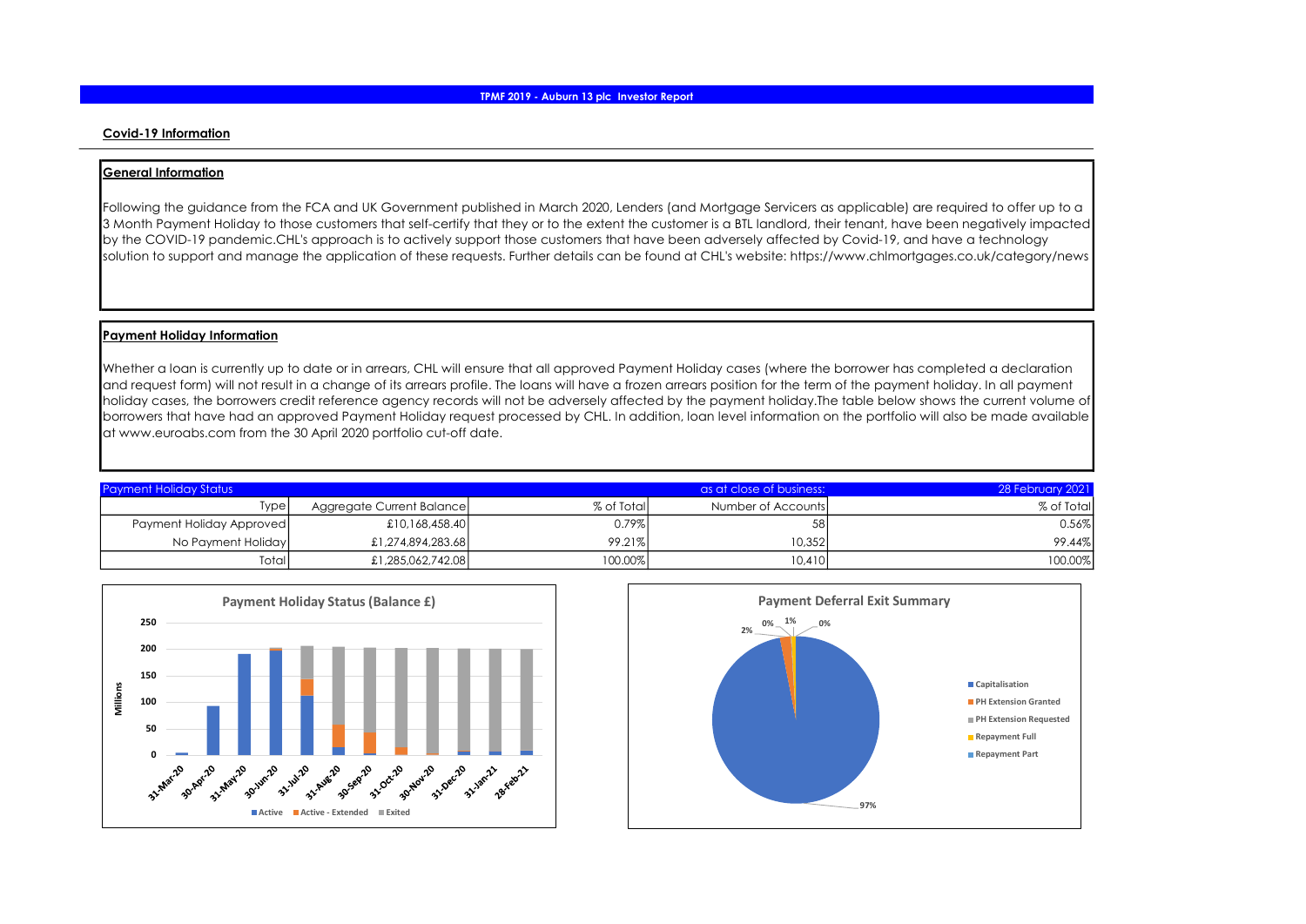## Covid-19 Information

### General Information

Following the guidance from the FCA and UK Government published in March 2020, Lenders (and Mortgage Servicers as applicable) are required to offer up to a 3 Month Payment Holiday to those customers that self-certify that they or to the extent the customer is a BTL landlord, their tenant, have been negatively impacted by the COVID-19 pandemic.CHL's approach is to actively support those customers that have been adversely affected by Covid-19, and have a technology solution to support and manage the application of these requests. Further details can be found at CHL's website: https://www.chlmortgages.co.uk/category/news

### Payment Holiday Information

Whether a loan is currently up to date or in arrears, CHL will ensure that all approved Payment Holiday cases (where the borrower has completed a declaration and request form) will not result in a change of its arrears profile. The loans will have a frozen arrears position for the term of the payment holiday. In all payment holiday cases, the borrowers credit reference agency records will not be adversely affected by the payment holiday.The table below shows the current volume of borrowers that have had an approved Payment Holiday request processed by CHL. In addition, loan level information on the portfolio will also be made available at www.euroabs.com from the 30 April 2020 portfolio cut-off date.

| Payment Holiday Status | | | as at close of business: | 28 February 2021 |
|---|---|---|---|---|
| Type | Aggregate Current Balance | % of Total | Number of Accounts | % of Total |
| Payment Holiday Approved | £10,168,458.40 | 0.79% | 58 | 0.56% |
| No Payment Holiday | £1,274,894,283.68 | 99.21% | 10,352 | 99.44% |
| Total | £1,285,062,742.08 | 100.00% | 10,410 | 100.00% |

**Payment Holiday Status (Balance £)**

Millions

31-Mar-20, 30-Apr-20, 31-May-20, 30-Jun-20, 31-Jul-20, 31-Aug-20, 30-Sep-20, 31-Oct-20, 30-Nov-20, 31-Dec-20, 31-Jan-21, 28-Feb-21

Active | Active - Extended | Exited

**Payment Deferral Exit Summary**

Capitalisation 97% | PH Extension Granted 2% | PH Extension Requested 0% | Repayment Full 1% | Repayment Part 0%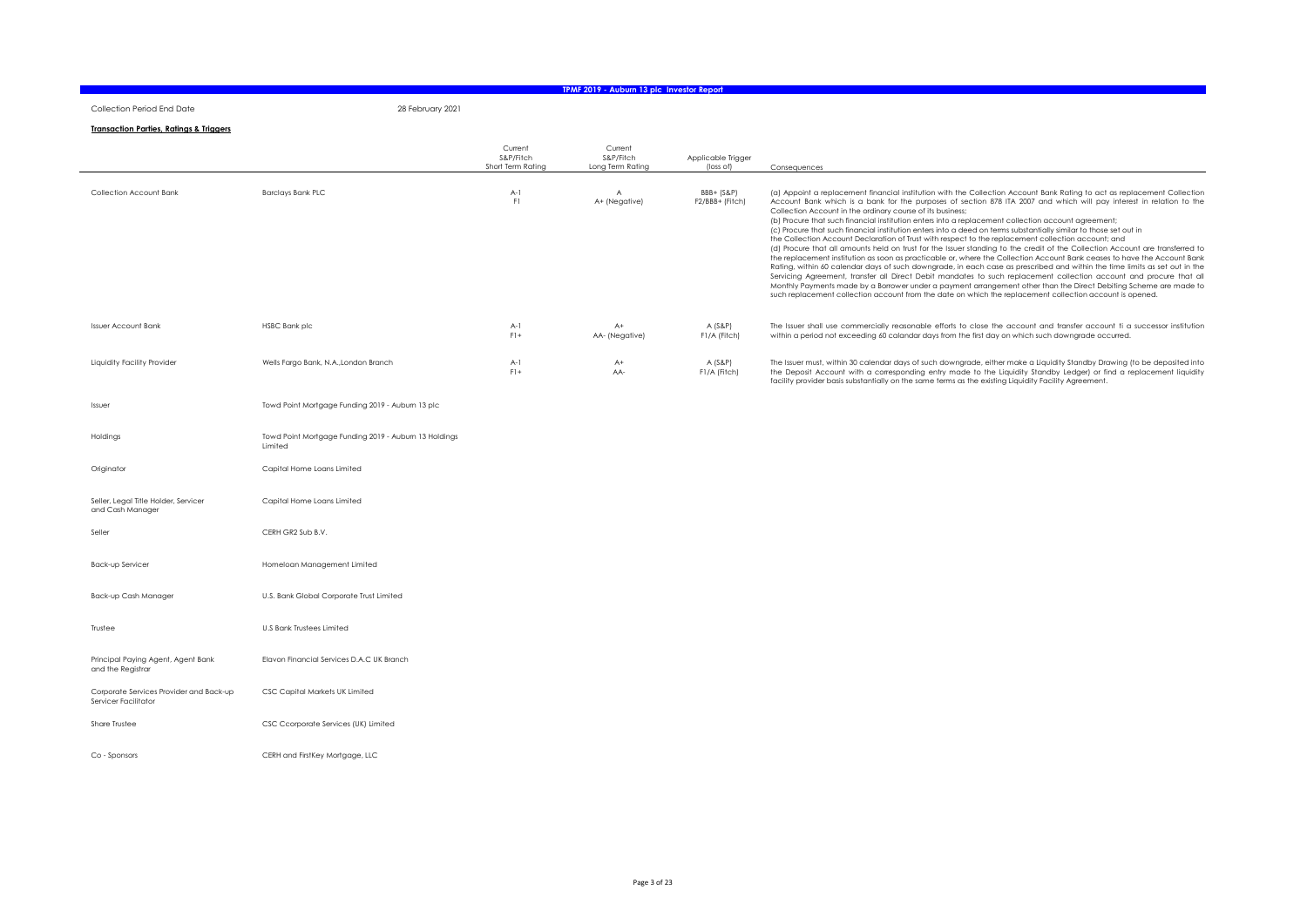# TPMF 2019 - Auburn 13 plc Investor Report

Collection Period End Date 28 February 2021

**Transaction Parties, Ratings & Triggers**

| | | Current S&P/Fitch Short Term Rating | Current S&P/Fitch Long Term Rating | Applicable Trigger (loss of) | Consequences |
|---|---|---|---|---|---|
| Collection Account Bank | Barclays Bank PLC | A-1<br>F1 | A<br>A+ (Negative) | BBB+ (S&P)<br>F2/BBB+ (Fitch) | (a) Appoint a replacement financial institution with the Collection Account Bank Rating to act as replacement Collection Account Bank which is a bank for the purposes of section 878 ITA 2007 and which will pay interest in relation to the Collection Account in the ordinary course of its business;<br>(b) Procure that such financial institution enters into a replacement collection account agreement;<br>(c) Procure that such financial institution enters into a deed on terms substantially similar to those set out in the Collection Account Declaration of Trust with respect to the replacement collection account; and<br>(d) Procure that all amounts held on trust for the Issuer standing to the credit of the Collection Account are transferred to the replacement institution as soon as practicable or, where the Collection Account Bank ceases to have the Account Bank Rating, within 60 calendar days of such downgrade, in each case as prescribed and within the time limits as set out in the Servicing Agreement, transfer all Direct Debit mandates to such replacement collection account and procure that all Monthly Payments made by a Borrower under a payment arrangement other than the Direct Debiting Scheme are made to such replacement collection account from the date on which the replacement collection account is opened. |
| Issuer Account Bank | HSBC Bank plc | A-1<br>F1+ | A+<br>AA- (Negative) | A (S&P)<br>F1/A (Fitch) | The Issuer shall use commercially reasonable efforts to close the account and transfer account ti a successor institution within a period not exceeding 60 calandar days from the first day on which such downgrade occurred. |
| Liquidity Facility Provider | Wells Fargo Bank, N.A.,London Branch | A-1<br>F1+ | A+<br>AA- | A (S&P)<br>F1/A (Fitch) | The Issuer must, within 30 calendar days of such downgrade, either make a Liquidity Standby Drawing (to be deposited into the Deposit Account with a corresponding entry made to the Liquidity Standby Ledger) or find a replacement liquidity facility provider basis substantially on the same terms as the existing Liquidity Facility Agreement. |
| Issuer | Towd Point Mortgage Funding 2019 - Auburn 13 plc | | | | |
| Holdings | Towd Point Mortgage Funding 2019 - Auburn 13 Holdings Limited | | | | |
| Originator | Capital Home Loans Limited | | | | |
| Seller, Legal Title Holder, Servicer and Cash Manager | Capital Home Loans Limited | | | | |
| Seller | CERH GR2 Sub B.V. | | | | |
| Back-up Servicer | Homeloan Management Limited | | | | |
| Back-up Cash Manager | U.S. Bank Global Corporate Trust Limited | | | | |
| Trustee | U.S Bank Trustees Limited | | | | |
| Principal Paying Agent, Agent Bank and the Registrar | Elavon Financial Services D.A.C UK Branch | | | | |
| Corporate Services Provider and Back-up Servicer Facilitator | CSC Capital Markets UK Limited | | | | |
| Share Trustee | CSC Ccorporate Services (UK) Limited | | | | |
| Co - Sponsors | CERH and FirstKey Mortgage, LLC | | | | |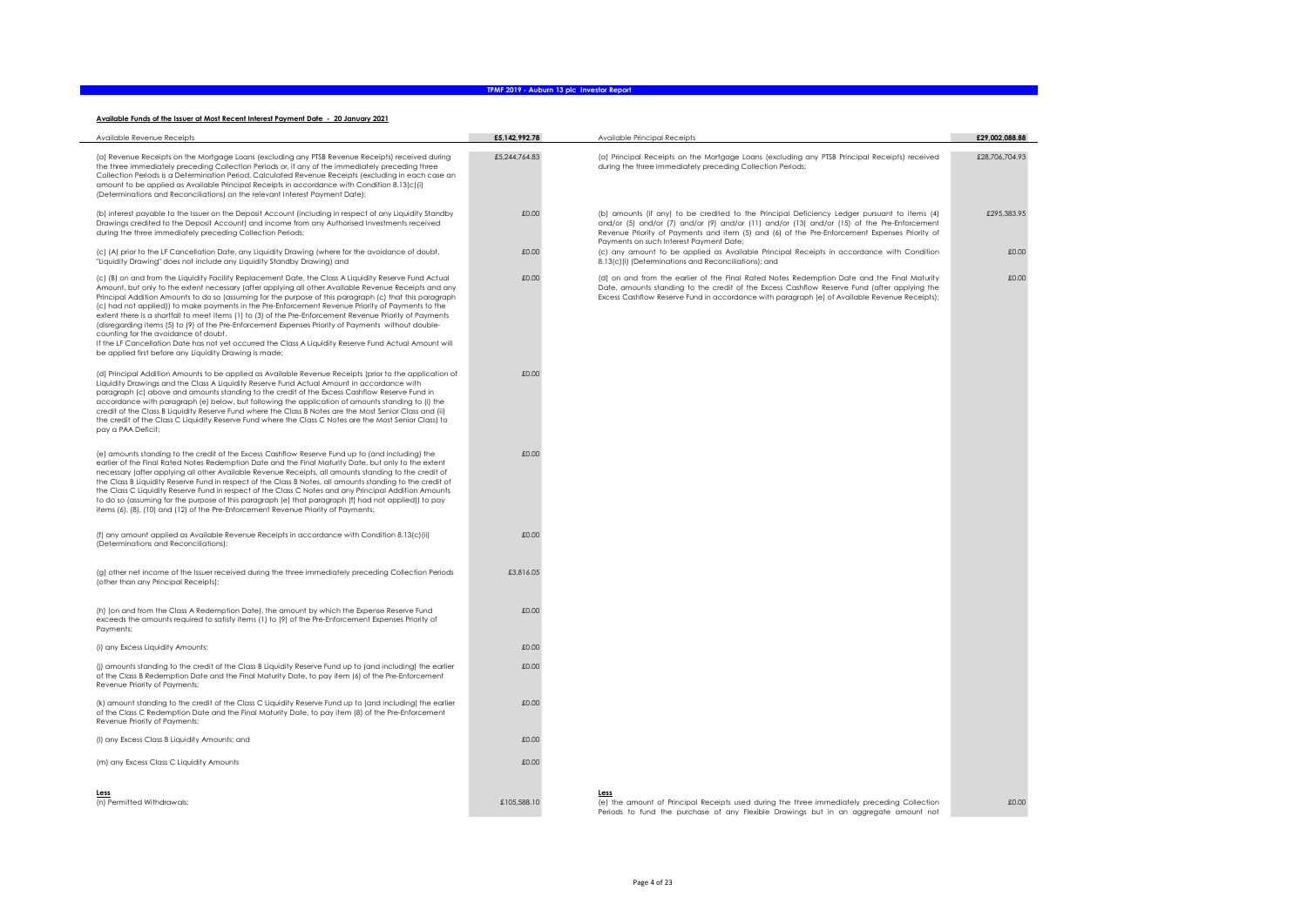## TPMF 2019 - Auburn 13 plc Investor Report

### Available Funds of the Issuer at Most Recent Interest Payment Date - 20 January 2021

| Available Revenue Receipts | £5,142,992.78 |
|---|---|
| (a) Revenue Receipts on the Mortgage Loans (excluding any PTSB Revenue Receipts) received during the three immediately preceding Collection Periods or, if any of the immediately preceding three Collection Periods is a Determination Period, Calculated Revenue Receipts (excluding in each case an amount to be applied as Available Principal Receipts in accordance with Condition 8.13(c)(i) (Determinations and Reconciliations) on the relevant Interest Payment Date); | £5,244,764.83 |
| (b) interest payable to the Issuer on the Deposit Account (including in respect of any Liquidity Standby Drawings credited to the Deposit Account) and income from any Authorised Investments received during the three immediately preceding Collection Periods; | £0.00 |
| (c) (A) prior to the LF Cancellation Date, any Liquidity Drawing (where for the avoidance of doubt, "Liquidity Drawing" does not include any Liquidity Standby Drawing) and | £0.00 |
| (c) (B) on and from the Liquidity Facility Replacement Date, the Class A Liquidity Reserve Fund Actual Amount, but only to the extent necessary (after applying all other Available Revenue Receipts and any Principal Addition Amounts to do so (assuming for the purpose of this paragraph (c) that this paragraph (c) had not applied)) to make payments in the Pre-Enforcement Revenue Priority of Payments to the extent there is a shortfall to meet items (1) to (3) of the Pre-Enforcement Revenue Priority of Payments (disregarding items (5) to (9) of the Pre-Enforcement Expenses Priority of Payments without double-counting for the avoidance of doubt.<br>If the LF Cancellation Date has not yet occurred the Class A Liquidity Reserve Fund Actual Amount will be applied first before any Liquidity Drawing is made; | £0.00 |
| (d) Principal Addition Amounts to be applied as Available Revenue Receipts (prior to the application of Liquidity Drawings and the Class A Liquidity Reserve Fund Actual Amount in accordance with paragraph (c) above and amounts standing to the credit of the Excess Cashflow Reserve Fund in accordance with paragraph (e) below, but following the application of amounts standing to (i) the credit of the Class B Liquidity Reserve Fund where the Class B Notes are the Most Senior Class and (ii) the credit of the Class C Liquidity Reserve Fund where the Class C Notes are the Most Senior Class) to pay a PAA Deficit; | £0.00 |
| (e) amounts standing to the credit of the Excess Cashflow Reserve Fund up to (and including) the earlier of the Final Rated Notes Redemption Date and the Final Maturity Date, but only to the extent necessary (after applying all other Available Revenue Receipts, all amounts standing to the credit of the Class B Liquidity Reserve Fund in respect of the Class B Notes, all amounts standing to the credit of the Class C Liquidity Reserve Fund in respect of the Class C Notes and any Principal Addition Amounts to do so (assuming for the purpose of this paragraph (e) that paragraph (f) had not applied)) to pay items (6), (8), (10) and (12) of the Pre-Enforcement Revenue Priority of Payments; | £0.00 |
| (f) any amount applied as Available Revenue Receipts in accordance with Condition 8.13(c)(ii) (Determinations and Reconciliations); | £0.00 |
| (g) other net income of the Issuer received during the three immediately preceding Collection Periods (other than any Principal Receipts); | £3,816.05 |
| (h) (on and from the Class A Redemption Date), the amount by which the Expense Reserve Fund exceeds the amounts required to satisfy items (1) to (9) of the Pre-Enforcement Expenses Priority of Payments; | £0.00 |
| (i) any Excess Liquidity Amounts; | £0.00 |
| (j) amounts standing to the credit of the Class B Liquidity Reserve Fund up to (and including) the earlier of the Class B Redemption Date and the Final Maturity Date, to pay item (6) of the Pre-Enforcement Revenue Priority of Payments; | £0.00 |
| (k) amount standing to the credit of the Class C Liquidity Reserve Fund up to (and including) the earlier of the Class C Redemption Date and the Final Maturity Date, to pay item (8) of the Pre-Enforcement Revenue Priority of Payments; | £0.00 |
| (l) any Excess Class B Liquidity Amounts; and | £0.00 |
| (m) any Excess Class C Liquidity Amounts | £0.00 |
| **Less** | |
| (n) Permitted Withdrawals; | £105,588.10 |

| Available Principal Receipts | £29,002,088.88 |
|---|---|
| (a) Principal Receipts on the Mortgage Loans (excluding any PTSB Principal Receipts) received during the three immediately preceding Collection Periods; | £28,706,704.93 |
| (b) amounts (if any) to be credited to the Principal Deficiency Ledger pursuant to items (4) and/or (5) and/or (7) and/or (9) and/or (11) and/or (13) and/or (15) of the Pre-Enforcement Revenue Priority of Payments and item (5) and (6) of the Pre-Enforcement Expenses Priority of Payments on such Interest Payment Date; | £295,383.95 |
| (c) any amount to be applied as Available Principal Receipts in accordance with Condition 8.13(c)(i) (Determinations and Reconciliations); and | £0.00 |
| (d) on and from the earlier of the Final Rated Notes Redemption Date and the Final Maturity Date, amounts standing to the credit of the Excess Cashflow Reserve Fund (after applying the Excess Cashflow Reserve Fund in accordance with paragraph (e) of Available Revenue Receipts); | £0.00 |
| **Less** | |
| (e) the amount of Principal Receipts used during the three immediately preceding Collection Periods to fund the purchase of any Flexible Drawings but in an aggregate amount not | £0.00 |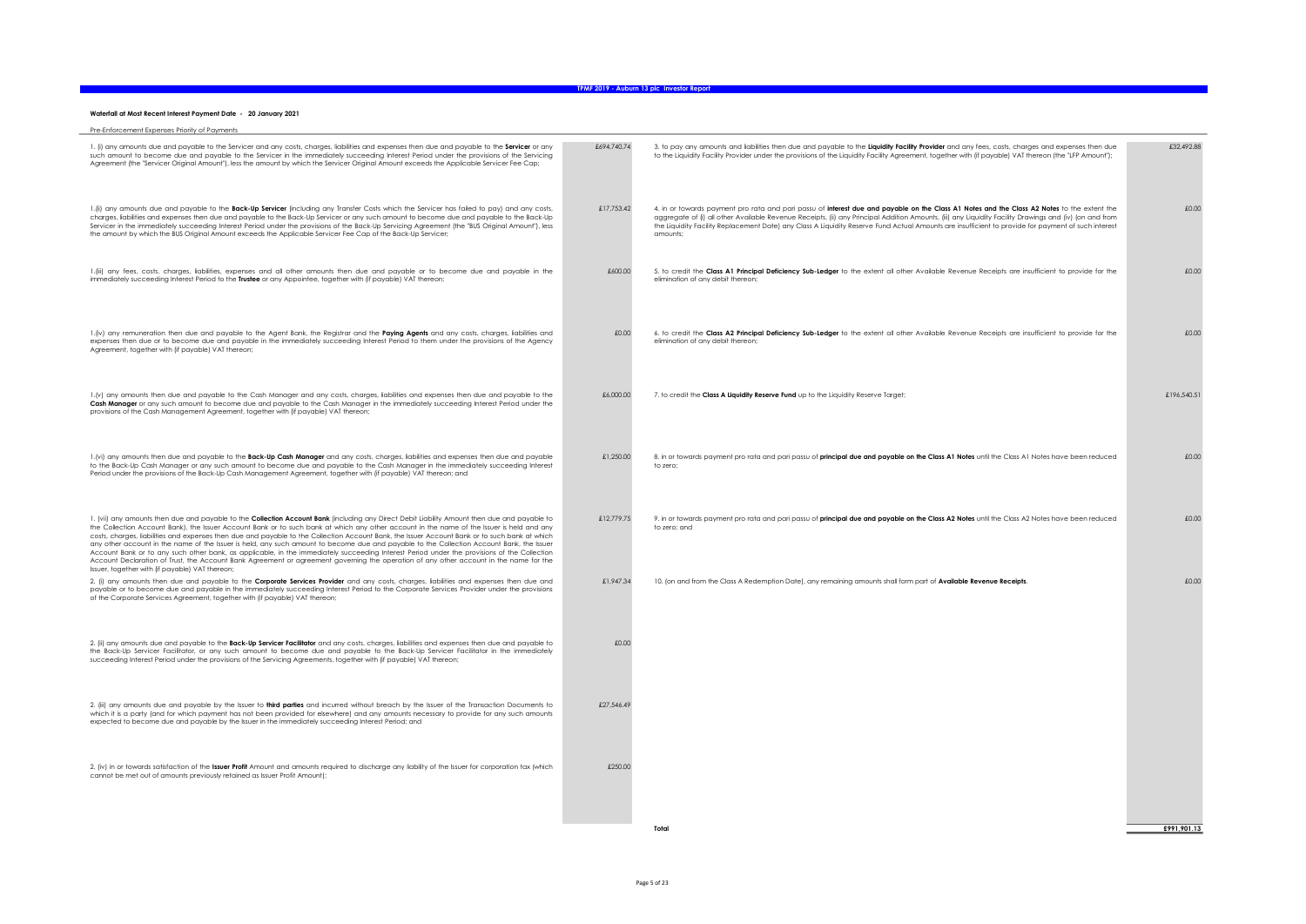## Waterfall at Most Recent Interest Payment Date - 20 January 2021

Pre-Enforcement Expenses Priority of Payments

| Item | Amount |
|---|---|
| 1. (i) any amounts due and payable to the Servicer and any costs, charges, liabilities and expenses then due and payable to the **Servicer** or any such amount to become due and payable to the Servicer in the immediately succeeding Interest Period under the provisions of the Servicing Agreement (the "Servicer Original Amount"), less the amount by which the Servicer Original Amount exceeds the Applicable Servicer Fee Cap; | £694,740.74 |
| 1.(ii) any amounts due and payable to the **Back-Up Servicer** (including any Transfer Costs which the Servicer has failed to pay) and any costs, charges, liabilities and expenses then due and payable to the Back-Up Servicer or any such amount to become due and payable to the Back-Up Servicer in the immediately succeeding Interest Period under the provisions of the Back-Up Servicing Agreement (the "BUS Original Amount"), less the amount by which the BUS Original Amount exceeds the Applicable Servicer Fee Cap of the Back-Up Servicer; | £17,753.42 |
| 1.(iii) any fees, costs, charges, liabilities, expenses and all other amounts then due and payable or to become due and payable in the immediately succeeding Interest Period to the **Trustee** or any Appointee, together with (if payable) VAT thereon; | £600.00 |
| 1.(iv) any remuneration then due and payable to the Agent Bank, the Registrar and the **Paying Agents** and any costs, charges, liabilities and expenses then due or to become due and payable in the immediately succeeding Interest Period to them under the provisions of the Agency Agreement, together with (if payable) VAT thereon; | £0.00 |
| 1.(v) any amounts then due and payable to the Cash Manager and any costs, charges, liabilities and expenses then due and payable to the **Cash Manager** or any such amount to become due and payable to the Cash Manager in the immediately succeeding Interest Period under the provisions of the Cash Management Agreement, together with (if payable) VAT thereon; | £6,000.00 |
| 1.(vi) any amounts then due and payable to the **Back-Up Cash Manager** and any costs, charges, liabilities and expenses then due and payable to the Back-Up Cash Manager or any such amount to become due and payable to the Cash Manager in the immediately succeeding Interest Period under the provisions of the Back-Up Cash Management Agreement, together with (if payable) VAT thereon; and | £1,250.00 |
| 1. (vii) any amounts then due and payable to the **Collection Account Bank** (including any Direct Debit Liability Amount then due and payable to the Collection Account Bank), the Issuer Account Bank or to such bank at which any other account in the name of the Issuer is held and any costs, charges, liabilities and expenses then due and payable to the Collection Account Bank, the Issuer Account Bank or to such bank at which any other account in the name of the Issuer is held, any such amount to become due and payable to the Collection Account Bank, the Issuer Account Bank or to any such other bank, as applicable, in the immediately succeeding Interest Period under the provisions of the Collection Account Declaration of Trust, the Account Bank Agreement or agreement governing the operation of any other account in the name for the Issuer, together with (if payable) VAT thereon; | £12,779.75 |
| 2. (i) any amounts then due and payable to the **Corporate Services Provider** and any costs, charges, liabilities and expenses then due and payable or to become due and payable in the immediately succeeding Interest Period to the Corporate Services Provider under the provisions of the Corporate Services Agreement, together with (if payable) VAT thereon; | £1,947.34 |
| 2. (ii) any amounts due and payable to the **Back-Up Servicer Facilitator** and any costs, charges, liabilities and expenses then due and payable to the Back-Up Servicer Facilitator, or any such amount to become due and payable to the Back-Up Servicer Facilitator in the immediately succeeding Interest Period under the provisions of the Servicing Agreements, together with (if payable) VAT thereon; | £0.00 |
| 2. (iii) any amounts due and payable by the Issuer to **third parties** and incurred without breach by the Issuer of the Transaction Documents to which it is a party (and for which payment has not been provided for elsewhere) and any amounts necessary to provide for any such amounts expected to become due and payable by the Issuer in the immediately succeeding Interest Period; and | £27,546.49 |
| 2. (iv) in or towards satisfaction of the **Issuer Profit** Amount and amounts required to discharge any liability of the Issuer for corporation tax (which cannot be met out of amounts previously retained as Issuer Profit Amount); | £250.00 |
| 3. to pay any amounts and liabilities then due and payable to the **Liquidity Facility Provider** and any fees, costs, charges and expenses then due to the Liquidity Facility Provider under the provisions of the Liquidity Facility Agreement, together with (if payable) VAT thereon (the "LFP Amount"); | £32,492.88 |
| 4. in or towards payment pro rata and pari passu of **interest due and payable on the Class A1 Notes and the Class A2 Notes** to the extent the aggregate of (i) all other Available Revenue Receipts, (ii) any Principal Addition Amounts, (iii) any Liquidity Facility Drawings and (iv) (on and from the Liquidity Facility Replacement Date) any Class A Liquidity Reserve Fund Actual Amounts are insufficient to provide for payment of such interest amounts; | £0.00 |
| 5. to credit the **Class A1 Principal Deficiency Sub-Ledger** to the extent all other Available Revenue Receipts are insufficient to provide for the elimination of any debit thereon; | £0.00 |
| 6. to credit the **Class A2 Principal Deficiency Sub-Ledger** to the extent all other Available Revenue Receipts are insufficient to provide for the elimination of any debit thereon; | £0.00 |
| 7. to credit the **Class A Liquidity Reserve Fund** up to the Liquidity Reserve Target; | £196,540.51 |
| 8. in or towards payment pro rata and pari passu of **principal due and payable on the Class A1 Notes** until the Class A1 Notes have been reduced to zero; | £0.00 |
| 9. in or towards payment pro rata and pari passu of **principal due and payable on the Class A2 Notes** until the Class A2 Notes have been reduced to zero; and | £0.00 |
| 10. (on and from the Class A Redemption Date), any remaining amounts shall form part of **Available Revenue Receipts**. | £0.00 |
| **Total** | **£991,901.13** |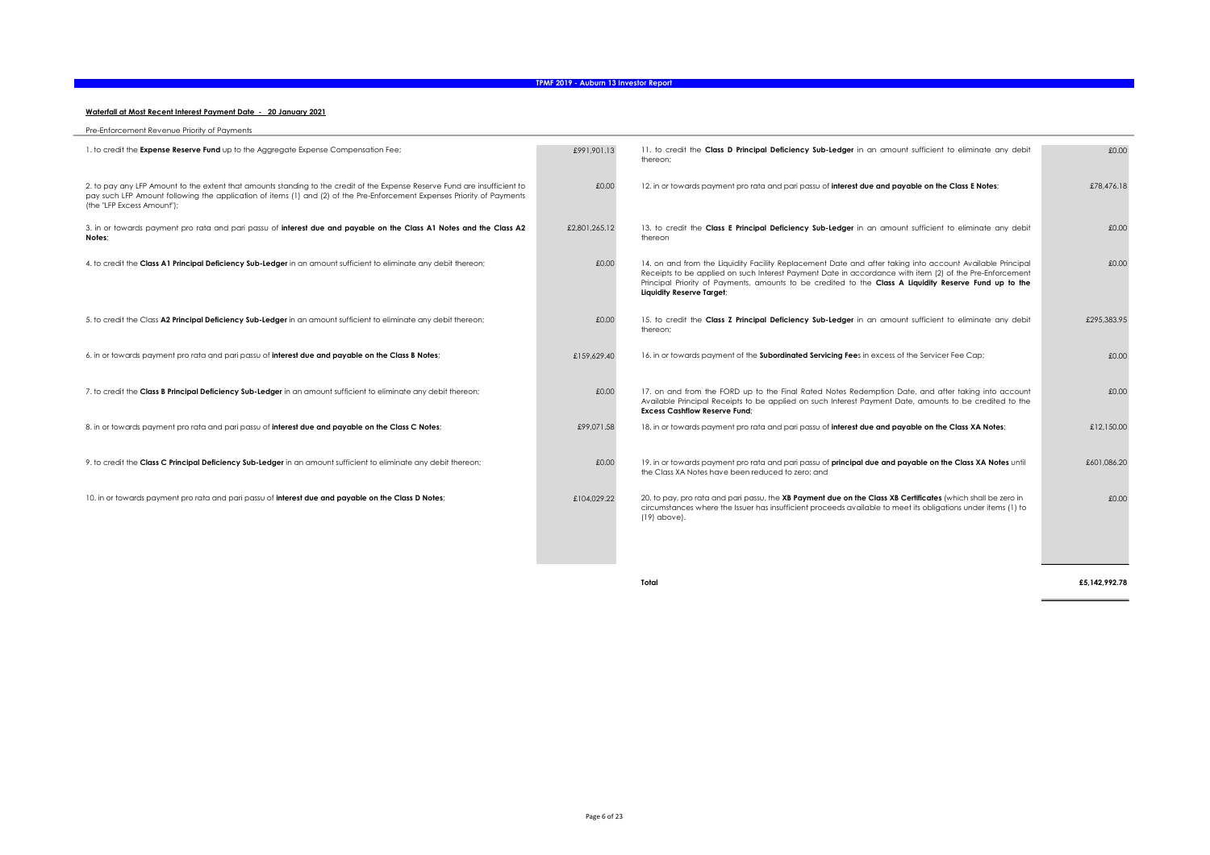**TPMF 2019 - Auburn 13 Investor Report**

**Waterfall at Most Recent Interest Payment Date - 20 January 2021**

Pre-Enforcement Revenue Priority of Payments

| Item | Amount |
|---|---|
| 1. to credit the **Expense Reserve Fund** up to the Aggregate Expense Compensation Fee; | £991,901.13 |
| 2. to pay any LFP Amount to the extent that amounts standing to the credit of the Expense Reserve Fund are insufficient to pay such LFP Amount following the application of items (1) and (2) of the Pre-Enforcement Expenses Priority of Payments (the "LFP Excess Amount"); | £0.00 |
| 3. in or towards payment pro rata and pari passu of **interest due and payable on the Class A1 Notes and the Class A2 Notes**; | £2,801,265.12 |
| 4. to credit the **Class A1 Principal Deficiency Sub-Ledger** in an amount sufficient to eliminate any debit thereon; | £0.00 |
| 5. to credit the Class **A2 Principal Deficiency Sub-Ledger** in an amount sufficient to eliminate any debit thereon; | £0.00 |
| 6. in or towards payment pro rata and pari passu of **interest due and payable on the Class B Notes**; | £159,629.40 |
| 7. to credit the **Class B Principal Deficiency Sub-Ledger** in an amount sufficient to eliminate any debit thereon; | £0.00 |
| 8. in or towards payment pro rata and pari passu of **interest due and payable on the Class C Notes**; | £99,071.58 |
| 9. to credit the **Class C Principal Deficiency Sub-Ledger** in an amount sufficient to eliminate any debit thereon; | £0.00 |
| 10. in or towards payment pro rata and pari passu of **interest due and payable on the Class D Notes**; | £104,029.22 |
| 11. to credit the **Class D Principal Deficiency Sub-Ledger** in an amount sufficient to eliminate any debit thereon; | £0.00 |
| 12. in or towards payment pro rata and pari passu of **interest due and payable on the Class E Notes**; | £78,476.18 |
| 13. to credit the **Class E Principal Deficiency Sub-Ledger** in an amount sufficient to eliminate any debit thereon | £0.00 |
| 14. on and from the Liquidity Facility Replacement Date and after taking into account Available Principal Receipts to be applied on such Interest Payment Date in accordance with item (2) of the Pre-Enforcement Principal Priority of Payments, amounts to be credited to the **Class A Liquidity Reserve Fund up to the Liquidity Reserve Target**; | £0.00 |
| 15. to credit the **Class Z Principal Deficiency Sub-Ledger** in an amount sufficient to eliminate any debit thereon; | £295,383.95 |
| 16. in or towards payment of the **Subordinated Servicing Fee**s in excess of the Servicer Fee Cap; | £0.00 |
| 17. on and from the FORD up to the Final Rated Notes Redemption Date, and after taking into account Available Principal Receipts to be applied on such Interest Payment Date, amounts to be credited to the **Excess Cashflow Reserve Fund**; | £0.00 |
| 18. in or towards payment pro rata and pari passu of **interest due and payable on the Class XA Notes**; | £12,150.00 |
| 19. in or towards payment pro rata and pari passu of **principal due and payable on the Class XA Notes** until the Class XA Notes have been reduced to zero; and | £601,086.20 |
| 20. to pay, pro rata and pari passu, the **XB Payment due on the Class XB Certificates** (which shall be zero in circumstances where the Issuer has insufficient proceeds available to meet its obligations under items (1) to (19) above). | £0.00 |
| **Total** | **£5,142,992.78** |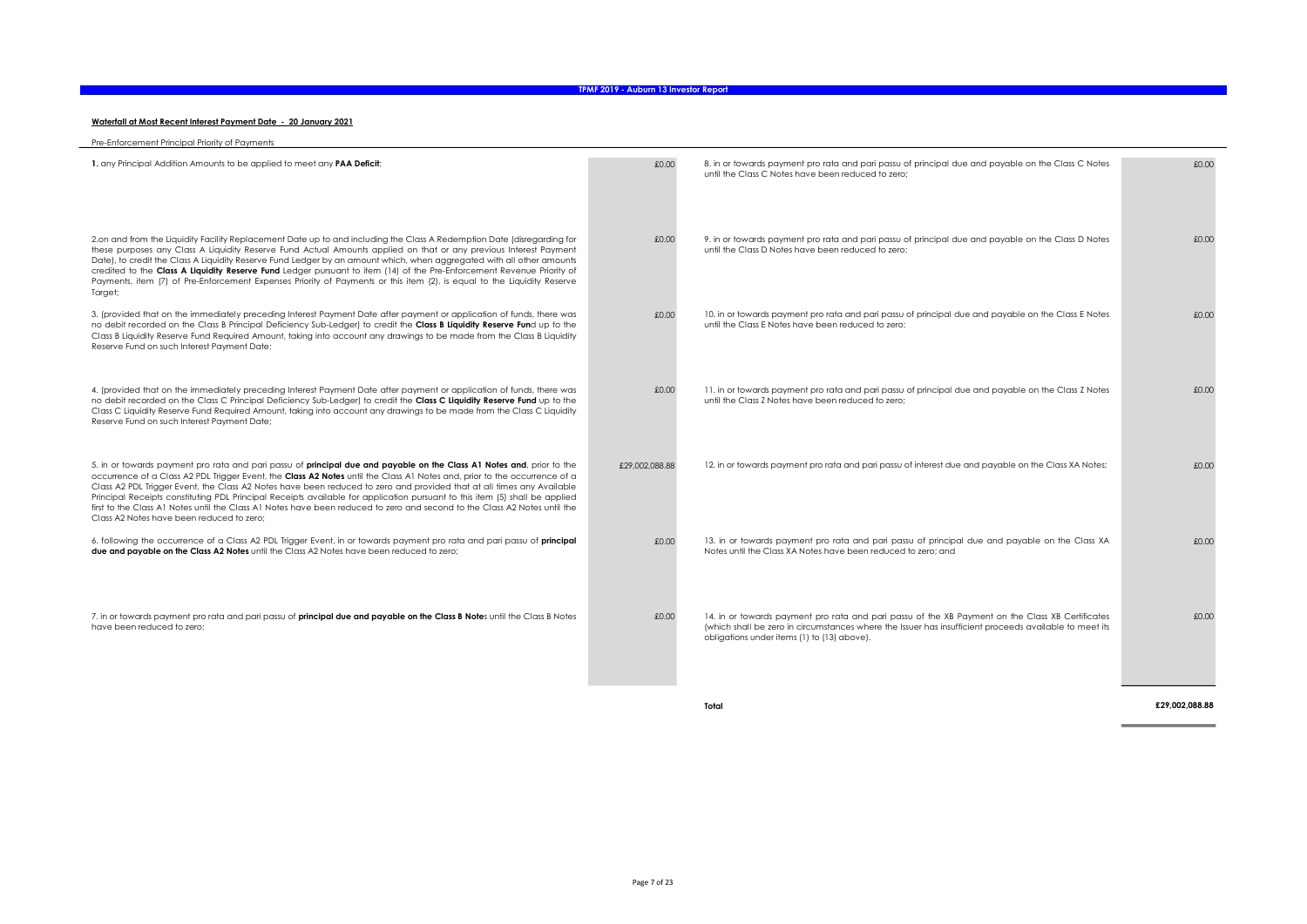**Waterfall at Most Recent Interest Payment Date - 20 January 2021**

Pre-Enforcement Principal Priority of Payments

| Item | Amount |
|---|---|
| **1.** any Principal Addition Amounts to be applied to meet any **PAA Deficit**; | £0.00 |
| 2.on and from the Liquidity Facility Replacement Date up to and including the Class A Redemption Date (disregarding for these purposes any Class A Liquidity Reserve Fund Actual Amounts applied on that or any previous Interest Payment Date), to credit the Class A Liquidity Reserve Fund Ledger by an amount which, when aggregated with all other amounts credited to the **Class A Liquidity Reserve Fund** Ledger pursuant to item (14) of the Pre-Enforcement Revenue Priority of Payments, item (7) of Pre-Enforcement Expenses Priority of Payments or this item (2), is equal to the Liquidity Reserve Target; | £0.00 |
| 3. (provided that on the immediately preceding Interest Payment Date after payment or application of funds, there was no debit recorded on the Class B Principal Deficiency Sub-Ledger) to credit the **Class B Liquidity Reserve Fun**d up to the Class B Liquidity Reserve Fund Required Amount, taking into account any drawings to be made from the Class B Liquidity Reserve Fund on such Interest Payment Date; | £0.00 |
| 4. (provided that on the immediately preceding Interest Payment Date after payment or application of funds, there was no debit recorded on the Class C Principal Deficiency Sub-Ledger) to credit the **Class C Liquidity Reserve Fund** up to the Class C Liquidity Reserve Fund Required Amount, taking into account any drawings to be made from the Class C Liquidity Reserve Fund on such Interest Payment Date; | £0.00 |
| 5. in or towards payment pro rata and pari passu of **principal due and payable on the Class A1 Notes and**, prior to the occurrence of a Class A2 PDL Trigger Event, the **Class A2 Notes** until the Class A1 Notes and, prior to the occurrence of a Class A2 PDL Trigger Event, the Class A2 Notes have been reduced to zero and provided that at all times any Available Principal Receipts constituting PDL Principal Receipts available for application pursuant to this item (5) shall be applied first to the Class A1 Notes until the Class A1 Notes have been reduced to zero and second to the Class A2 Notes until the Class A2 Notes have been reduced to zero; | £29,002,088.88 |
| 6. following the occurrence of a Class A2 PDL Trigger Event, in or towards payment pro rata and pari passu of **principal due and payable on the Class A2 Notes** until the Class A2 Notes have been reduced to zero; | £0.00 |
| 7. in or towards payment pro rata and pari passu of **principal due and payable on the Class B Note**s until the Class B Notes have been reduced to zero; | £0.00 |
| 8. in or towards payment pro rata and pari passu of principal due and payable on the Class C Notes until the Class C Notes have been reduced to zero; | £0.00 |
| 9. in or towards payment pro rata and pari passu of principal due and payable on the Class D Notes until the Class D Notes have been reduced to zero; | £0.00 |
| 10. in or towards payment pro rata and pari passu of principal due and payable on the Class E Notes until the Class E Notes have been reduced to zero; | £0.00 |
| 11. in or towards payment pro rata and pari passu of principal due and payable on the Class Z Notes until the Class Z Notes have been reduced to zero; | £0.00 |
| 12. in or towards payment pro rata and pari passu of interest due and payable on the Class XA Notes; | £0.00 |
| 13. in or towards payment pro rata and pari passu of principal due and payable on the Class XA Notes until the Class XA Notes have been reduced to zero; and | £0.00 |
| 14. in or towards payment pro rata and pari passu of the XB Payment on the Class XB Certificates (which shall be zero in circumstances where the Issuer has insufficient proceeds available to meet its obligations under items (1) to (13) above). | £0.00 |
| **Total** | **£29,002,088.88** |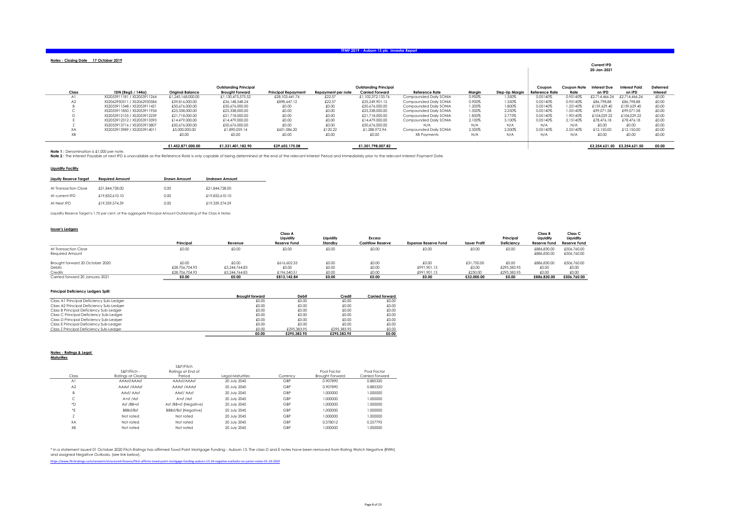## TPMF 2019 - Auburn 13 plc Investor Report

### Notes - Closing Date 17 October 2019

| Class | ISIN (RegS / 144a) | Original Balance | Outstanding Principal Brought Forward | Principal Repayment | Repayment per note | Outstanding Principal Carried Forward | Reference Rate | Margin | Step-Up Margin | Coupon Reference Rate | Coupon Note Rate | Current IPD 20-Jan-2021 Interest Due on IPD | Interest Paid on IPD | Deferred Interest |
|---|---|---|---|---|---|---|---|---|---|---|---|---|---|---|
| A1 | XS2053911181 / XS2053911264 | £1,245,168,000.00 | £1,130,475,575.52 | £28,103,441.76 | £22.57 | £1,102,372,133.76 | Compounded Daily SONIA | 0.900% | 1.350% | 0.05140% | 0.95140% | £2,714,466.24 | £2,714,466.24 | £0.00 |
| A2 | XS2062950311 / XS2062950584 | £39,816,000.00 | £36,148,548.24 | £898,647.12 | £22.57 | £35,249,901.12 | Compounded Daily SONIA | 0.900% | 1.350% | 0.05140% | 0.95140% | £86,798.88 | £86,798.88 | £0.00 |
| B | XS2053911348 / XS2053911421 | £50,676,000.00 | £50,676,000.00 | £0.00 | £0.00 | £50,676,000.00 | Compounded Daily SONIA | 1.200% | 1.800% | 0.05140% | 1.25140% | £159,629.40 | £159,629.40 | £0.00 |
| C | XS2053911850 / XS2053911934 | £25,338,000.00 | £25,338,000.00 | £0.00 | £0.00 | £25,338,000.00 | Compounded Daily SONIA | 1.500% | 2.250% | 0.05140% | 1.55140% | £99,071.58 | £99,071.58 | £0.00 |
| D | XS2053912155 / XS2053912239 | £21,718,000.00 | £21,718,000.00 | £0.00 | £0.00 | £21,718,000.00 | Compounded Daily SONIA | 1.850% | 2.775% | 0.05140% | 1.90140% | £104,029.22 | £104,029.22 | £0.00 |
| E | XS2053912312 / XS2053913393 | £14,479,000.00 | £14,479,000.00 | £0.00 | £0.00 | £14,479,000.00 | Compounded Daily SONIA | 2.100% | 3.100% | 0.05140% | 2.15140% | £78,476.18 | £78,476.18 | £0.00 |
| Z | XS2053913716 / XS2053913807 | £50,676,000.00 | £50,676,000.00 | £0.00 | £0.00 | £50,676,000.00 | N/A | N/A | N/A | N/A | N/A | £0.00 | £0.00 | £0.00 |
| XA | XS2053913989 / XS2053914011 | £5,000,000.00 | £1,890,059.14 | £601,086.20 | £120.22 | £1,288,972.94 | Compounded Daily SONIA | 2.500% | 2.500% | 0.05140% | 2.55140% | £12,150.00 | £12,150.00 | £0.00 |
| XB | | £0.00 | £0.00 | £0.00 | £0.00 | £0.00 | XB Payments | N/A | N/A | N/A | N/A | £0.00 | £0.00 | £0.00 |
| | | £1,452,871,000.00 | £1,331,401,182.90 | £29,603,175.08 | | £1,301,798,007.82 | | | | | | £3,254,621.50 | £3,254,621.50 | £0.00 |

**Note 1 :** Denomination is £1,000 per note.
**Note 2 :** The Interest Payable at next IPD is unavailable as the Reference Rate is only capable of being determined at the end of the relevant Interest Period and immediately prior to the relevant Interest Payment Date.

### Liquidity Facility

| Liquity Reserve Target | Required Amount | Drawn Amount | Undrawn Amount |
|---|---|---|---|
| At Transaction Close | £21,844,728.00 | 0.00 | £21,844,728.00 |
| At current IPD | £19,832,610.10 | 0.00 | £19,832,610.10 |
| At Next IPD | £19,339,574.59 | 0.00 | £19,339,574.59 |

Liquidity Reserve Target is 1.70 per cent. of the aggregate Principal Amount Outstanding of the Class A Notes

### Issuer's Ledgers

| | Principal | Revenue | Class A Liquidity Reserve Fund | Liquidity Standby | Excess Cashflow Reserve | Expense Reserve Fund | Issuer Profit | Principal Deficiency | Class B Liquidity Reserve Fund | Class C Liquidity Reserve Fund |
|---|---|---|---|---|---|---|---|---|---|---|
| At Transaction Close | £0.00 | £0.00 | £0.00 | £0.00 | £0.00 | £0.00 | £0.00 | £0.00 | £886,830.00 | £506,760.00 |
| Required Amount | | | | | | | | | £886,830.00 | £506,760.00 |
| Brought forward 20 October 2020 | £0.00 | £0.00 | £616,602.33 | £0.00 | £0.00 | £0.00 | £31,750.00 | £0.00 | £886,830.00 | £506,760.00 |
| Debits | £28,706,704.93 | £5,244,764.83 | £0.00 | £0.00 | £0.00 | £991,901.13 | £0.00 | £295,383.95 | £0.00 | £0.00 |
| Credits | £28,706,704.93 | £5,244,764.83 | £196,540.51 | £0.00 | £0.00 | £991,901.13 | £250.00 | £295,383.95 | £0.00 | £0.00 |
| Carried forward 20 January 2021 | £0.00 | £0.00 | £813,142.84 | £0.00 | £0.00 | £0.00 | £32,000.00 | £0.00 | £886,830.00 | £506,760.00 |

#### Principal Deficiency Ledgers Split:

| | Brought forward | Debit | Credit | Carried forward |
|---|---|---|---|---|
| Class A1 Principal Deficiency Sub-Ledger | £0.00 | £0.00 | £0.00 | £0.00 |
| Class A2 Principal Deficiency Sub-Ledger | £0.00 | £0.00 | £0.00 | £0.00 |
| Class B Principal Deficiency Sub-Ledger | £0.00 | £0.00 | £0.00 | £0.00 |
| Class C Principal Deficiency Sub-Ledger | £0.00 | £0.00 | £0.00 | £0.00 |
| Class D Principal Deficiency Sub-Ledger | £0.00 | £0.00 | £0.00 | £0.00 |
| Class E Principal Deficiency Sub-Ledger | £0.00 | £0.00 | £0.00 | £0.00 |
| Class Z Principal Deficiency Sub-Ledger | £0.00 | £295,383.95 | £295,383.95 | £0.00 |
| | £0.00 | £295,383.95 | £295,383.95 | £0.00 |

### Notes - Ratings & Legal Maturities

| Class | S&P/Fitch - Ratings at Closing | S&P/Fitch Ratings at End of Period | Legal Maturities | Currency | Pool Factor Brought Forward | Pool Factor Carried Forward |
|---|---|---|---|---|---|---|
| A1 | AAAsf/AAAsf | AAAsf/AAAsf | 20 July 2045 | GBP | 0.907890 | 0.885320 |
| A2 | AAAsf /AAAsf | AAAsf /AAAsf | 20 July 2045 | GBP | 0.907890 | 0.885320 |
| B | AAsf/ AAsf | AAsf/ AAsf | 20 July 2045 | GBP | 1.000000 | 1.000000 |
| C | A+sf /Asf | A+sf /Asf | 20 July 2045 | GBP | 1.000000 | 1.000000 |
| *D | Asf /BB+sf | Asf /BB+sf (Negative) | 20 July 2045 | GBP | 1.000000 | 1.000000 |
| *E | BBBsf/Bsf | BBBsf/Bsf (Negative) | 20 July 2045 | GBP | 1.000000 | 1.000000 |
| Z | Not rated | Not rated | 20 July 2045 | GBP | 1.000000 | 1.000000 |
| XA | Not rated | Not rated | 20 July 2045 | GBP | 0.378012 | 0.257795 |
| XB | Not rated | Not rated | 20 July 2045 | GBP | 1.000000 | 1.000000 |

* In a statement issued 01 October 2020 Fitch Ratings has affirmed Towd Point Mortgage Funding - Auburn 13. The class D and E notes have been removed from Rating Watch Negative (RWN) and assigned Negative Outlooks. (see link below).

https://www.fitchratings.com/research/structured-finance/fitch-affirms-towd-point-mortgage-funding-auburn-13-14-negative-outlooks-on-junior-notes-01-10-2020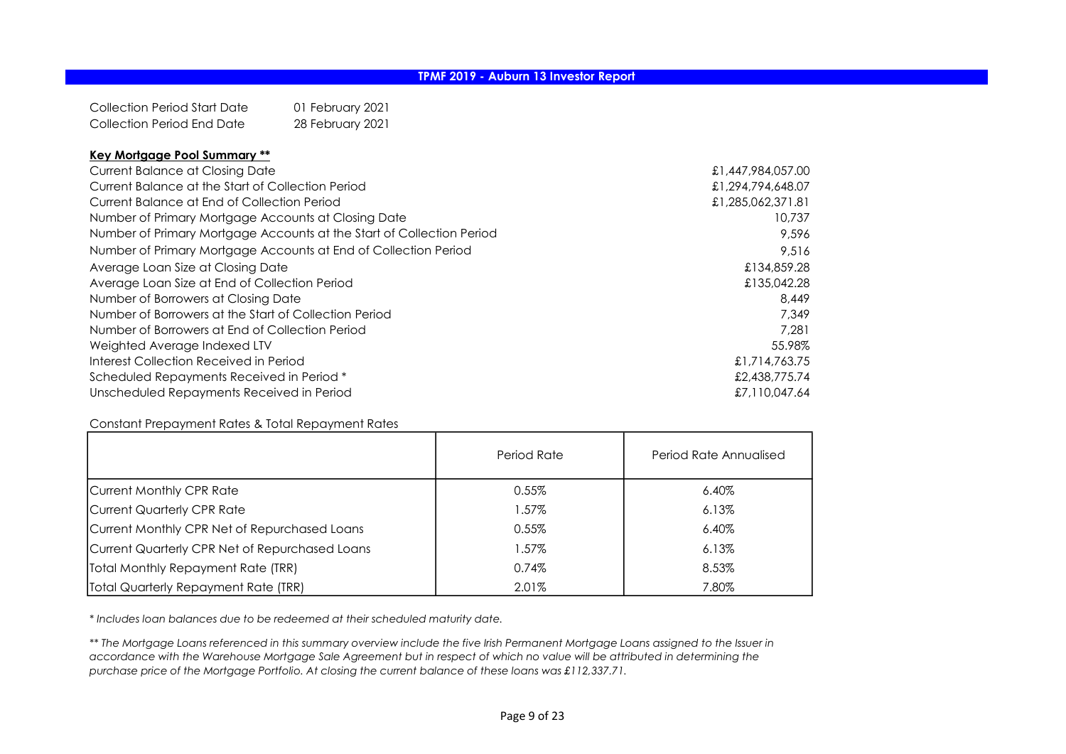# TPMF 2019 - Auburn 13 Investor Report

| | |
|---|---|
| Collection Period Start Date | 01 February 2021 |
| Collection Period End Date | 28 February 2021 |

**Key Mortgage Pool Summary ****

| | |
|---|---|
| Current Balance at Closing Date | £1,447,984,057.00 |
| Current Balance at the Start of Collection Period | £1,294,794,648.07 |
| Current Balance at End of Collection Period | £1,285,062,371.81 |
| Number of Primary Mortgage Accounts at Closing Date | 10,737 |
| Number of Primary Mortgage Accounts at the Start of Collection Period | 9,596 |
| Number of Primary Mortgage Accounts at End of Collection Period | 9,516 |
| Average Loan Size at Closing Date | £134,859.28 |
| Average Loan Size at End of Collection Period | £135,042.28 |
| Number of Borrowers at Closing Date | 8,449 |
| Number of Borrowers at the Start of Collection Period | 7,349 |
| Number of Borrowers at End of Collection Period | 7,281 |
| Weighted Average Indexed LTV | 55.98% |
| Interest Collection Received in Period | £1,714,763.75 |
| Scheduled Repayments Received in Period * | £2,438,775.74 |
| Unscheduled Repayments Received in Period | £7,110,047.64 |

Constant Prepayment Rates & Total Repayment Rates

| | Period Rate | Period Rate Annualised |
|---|---|---|
| Current Monthly CPR Rate | 0.55% | 6.40% |
| Current Quarterly CPR Rate | 1.57% | 6.13% |
| Current Monthly CPR Net of Repurchased Loans | 0.55% | 6.40% |
| Current Quarterly CPR Net of Repurchased Loans | 1.57% | 6.13% |
| Total Monthly Repayment Rate (TRR) | 0.74% | 8.53% |
| Total Quarterly Repayment Rate (TRR) | 2.01% | 7.80% |

*\* Includes loan balances due to be redeemed at their scheduled maturity date.*

*\*\* The Mortgage Loans referenced in this summary overview include the five Irish Permanent Mortgage Loans assigned to the Issuer in accordance with the Warehouse Mortgage Sale Agreement but in respect of which no value will be attributed in determining the purchase price of the Mortgage Portfolio. At closing the current balance of these loans was £112,337.71.*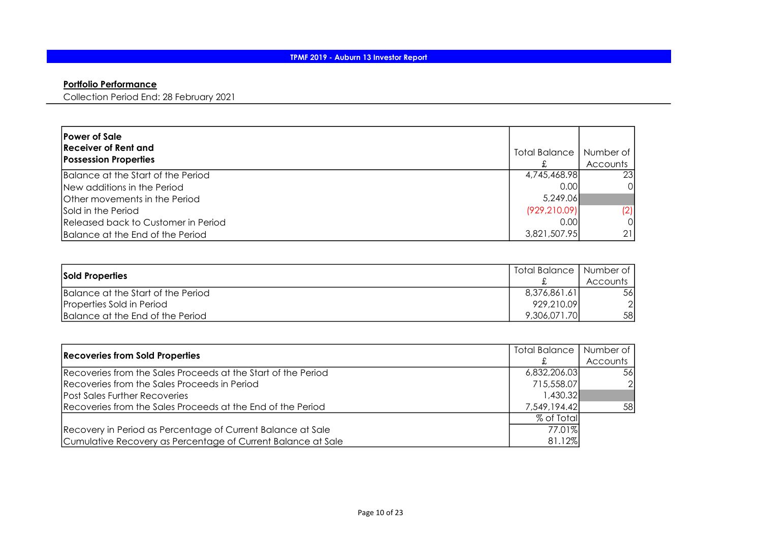## Portfolio Performance

Collection Period End: 28 February 2021

| Power of Sale<br>Receiver of Rent and<br>Possession Properties | Total Balance £ | Number of Accounts |
|---|---|---|
| Balance at the Start of the Period | 4,745,468.98 | 23 |
| New additions in the Period | 0.00 | 0 |
| Other movements in the Period | 5,249.06 | |
| Sold in the Period | (929,210.09) | (2) |
| Released back to Customer in Period | 0.00 | 0 |
| Balance at the End of the Period | 3,821,507.95 | 21 |

| Sold Properties | Total Balance £ | Number of Accounts |
|---|---|---|
| Balance at the Start of the Period | 8,376,861.61 | 56 |
| Properties Sold in Period | 929,210.09 | 2 |
| Balance at the End of the Period | 9,306,071.70 | 58 |

| Recoveries from Sold Properties | Total Balance £ | Number of Accounts |
|---|---|---|
| Recoveries from the Sales Proceeds at the Start of the Period | 6,832,206.03 | 56 |
| Recoveries from the Sales Proceeds in Period | 715,558.07 | 2 |
| Post Sales Further Recoveries | 1,430.32 | |
| Recoveries from the Sales Proceeds at the End of the Period | 7,549,194.42 | 58 |
| | % of Total | |
| Recovery in Period as Percentage of Current Balance at Sale | 77.01% | |
| Cumulative Recovery as Percentage of Current Balance at Sale | 81.12% | |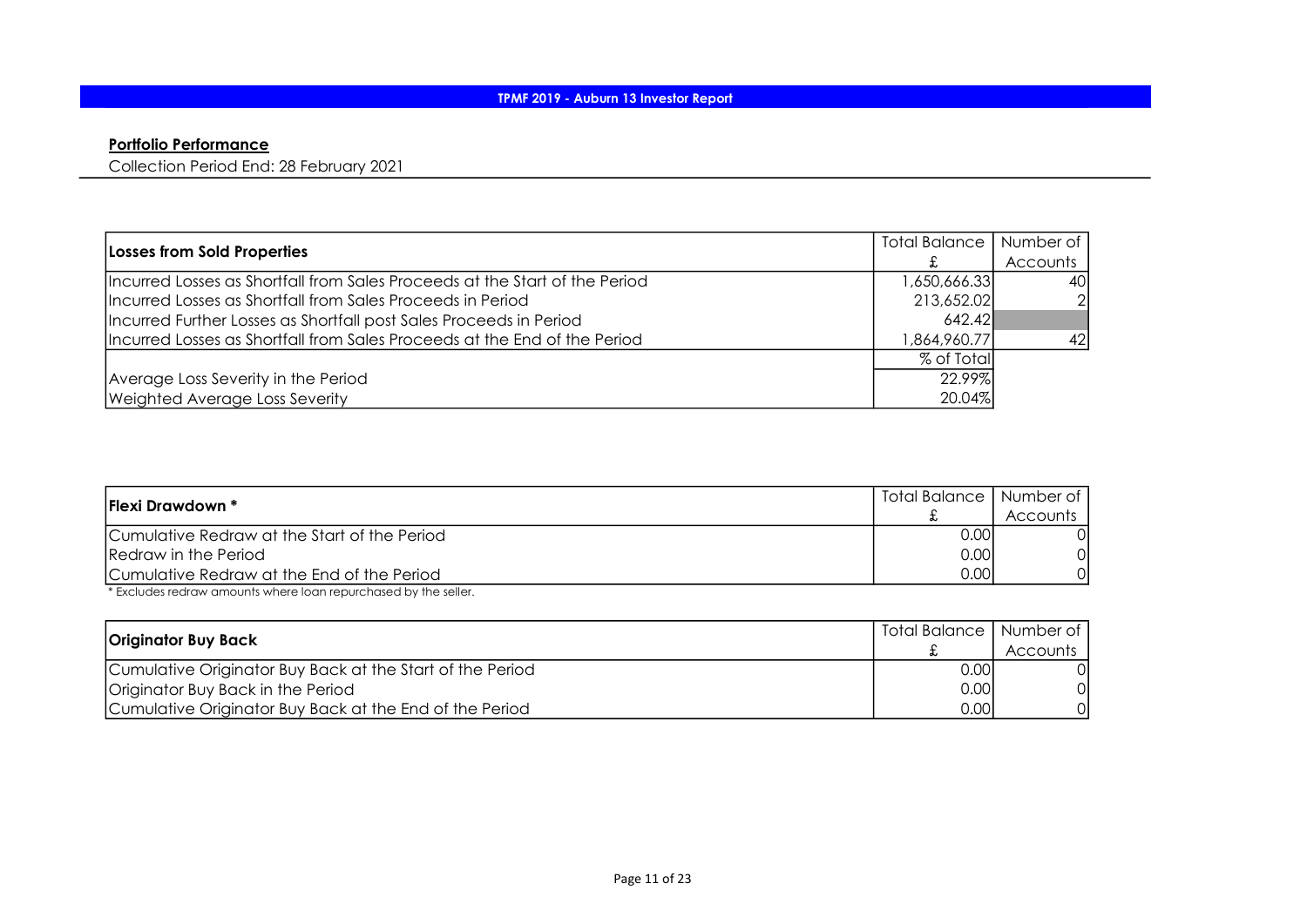TPMF 2019 - Auburn 13 Investor Report

**Portfolio Performance**

Collection Period End: 28 February 2021

| Losses from Sold Properties | Total Balance £ | Number of Accounts |
|---|---|---|
| Incurred Losses as Shortfall from Sales Proceeds at the Start of the Period | 1,650,666.33 | 40 |
| Incurred Losses as Shortfall from Sales Proceeds in Period | 213,652.02 | 2 |
| Incurred Further Losses as Shortfall post Sales Proceeds in Period | 642.42 | |
| Incurred Losses as Shortfall from Sales Proceeds at the End of the Period | 1,864,960.77 | 42 |
| | % of Total | |
| Average Loss Severity in the Period | 22.99% | |
| Weighted Average Loss Severity | 20.04% | |

| Flexi Drawdown * | Total Balance £ | Number of Accounts |
|---|---|---|
| Cumulative Redraw at the Start of the Period | 0.00 | 0 |
| Redraw in the Period | 0.00 | 0 |
| Cumulative Redraw at the End of the Period | 0.00 | 0 |

* Excludes redraw amounts where loan repurchased by the seller.

| Originator Buy Back | Total Balance £ | Number of Accounts |
|---|---|---|
| Cumulative Originator Buy Back at the Start of the Period | 0.00 | 0 |
| Originator Buy Back in the Period | 0.00 | 0 |
| Cumulative Originator Buy Back at the End of the Period | 0.00 | 0 |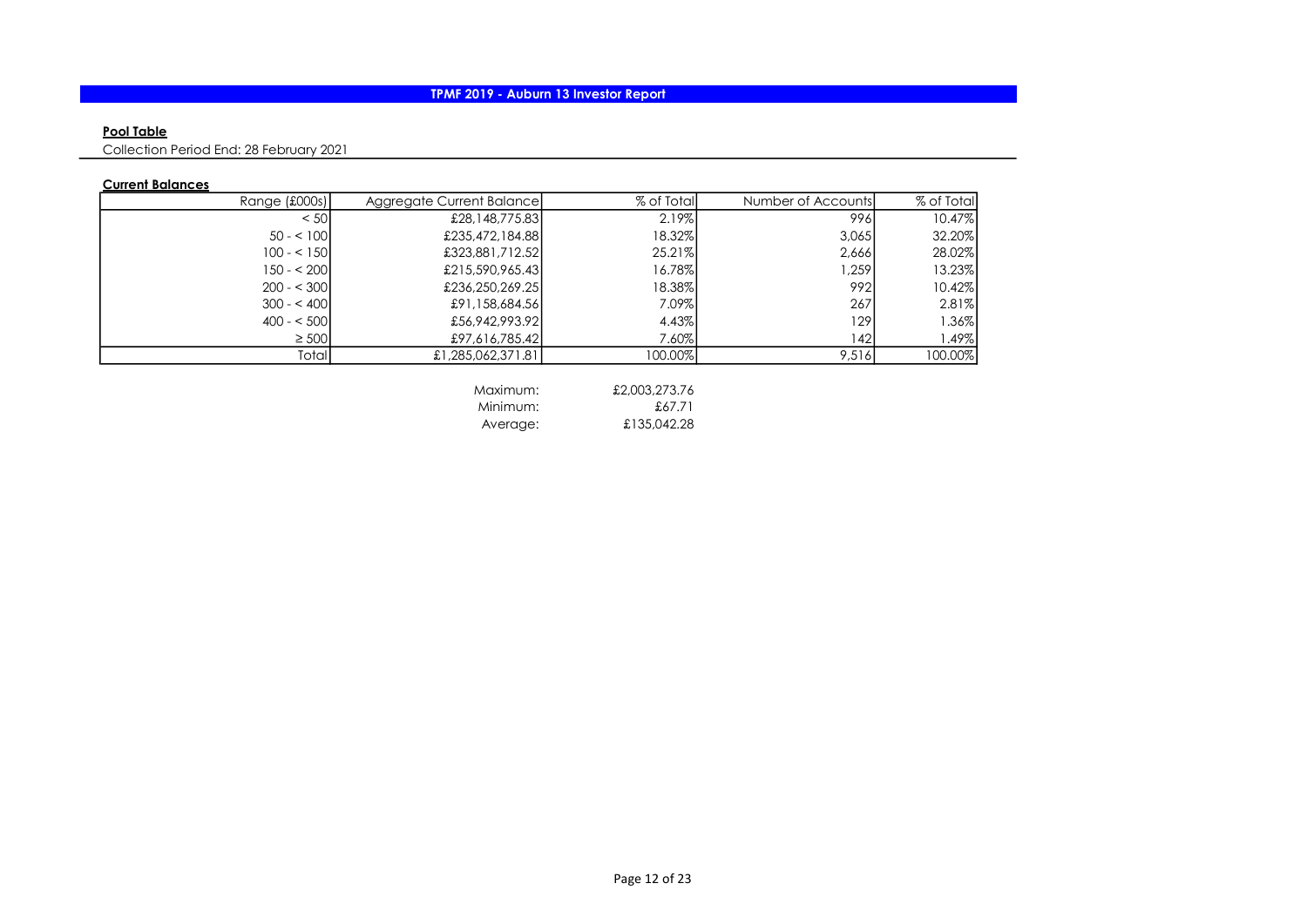# TPMF 2019 - Auburn 13 Investor Report

**Pool Table**

Collection Period End: 28 February 2021

**Current Balances**

| Range (£000s) | Aggregate Current Balance | % of Total | Number of Accounts | % of Total |
|---|---|---|---|---|
| < 50 | £28,148,775.83 | 2.19% | 996 | 10.47% |
| 50 - < 100 | £235,472,184.88 | 18.32% | 3,065 | 32.20% |
| 100 - < 150 | £323,881,712.52 | 25.21% | 2,666 | 28.02% |
| 150 - < 200 | £215,590,965.43 | 16.78% | 1,259 | 13.23% |
| 200 - < 300 | £236,250,269.25 | 18.38% | 992 | 10.42% |
| 300 - < 400 | £91,158,684.56 | 7.09% | 267 | 2.81% |
| 400 - < 500 | £56,942,993.92 | 4.43% | 129 | 1.36% |
| ≥ 500 | £97,616,785.42 | 7.60% | 142 | 1.49% |
| Total | £1,285,062,371.81 | 100.00% | 9,516 | 100.00% |

| | |
|---|---|
| Maximum: | £2,003,273.76 |
| Minimum: | £67.71 |
| Average: | £135,042.28 |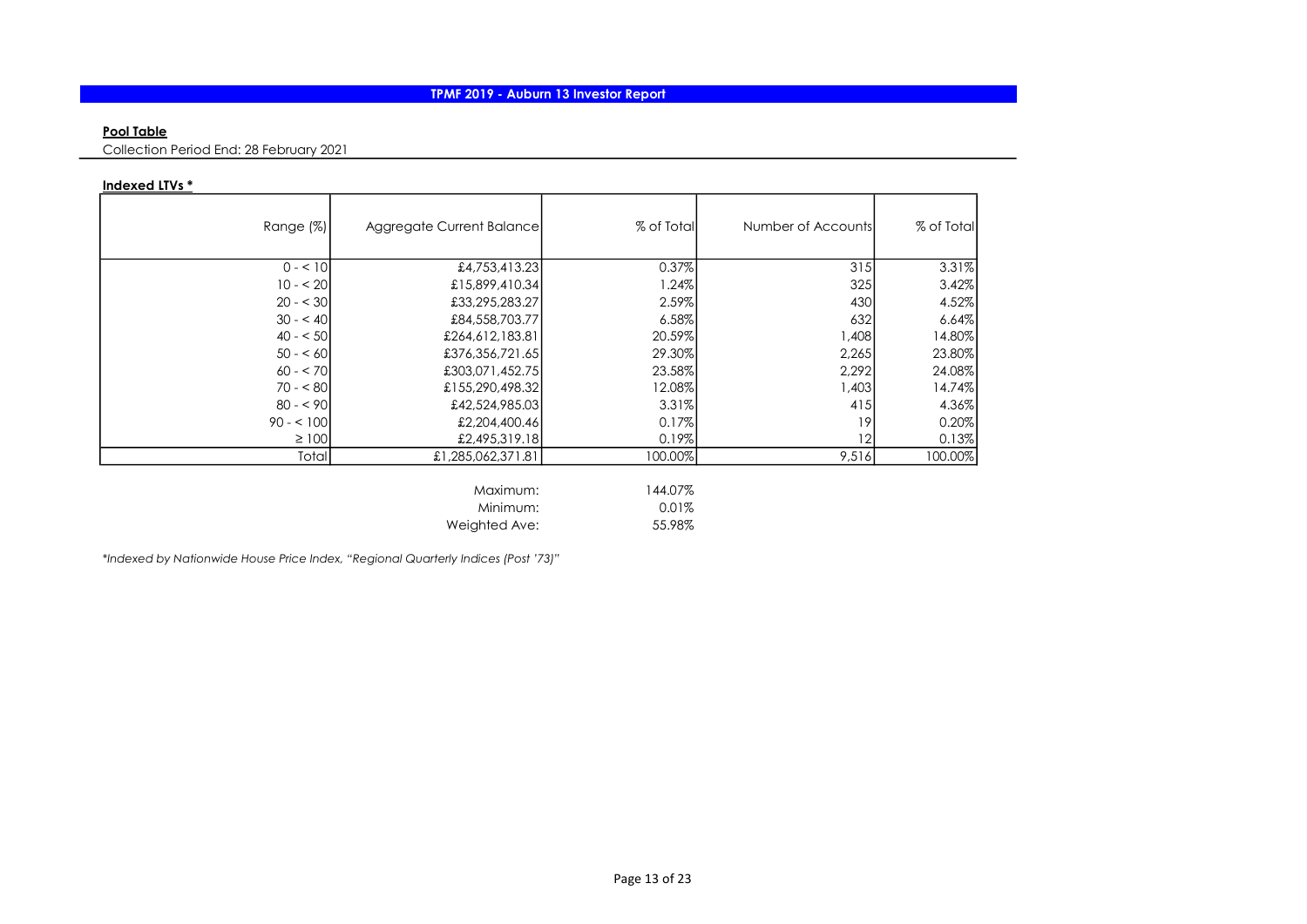## TPMF 2019 - Auburn 13 Investor Report

**Pool Table**

Collection Period End: 28 February 2021

**Indexed LTVs ***

| Range (%) | Aggregate Current Balance | % of Total | Number of Accounts | % of Total |
|---|---|---|---|---|
| 0 - < 10 | £4,753,413.23 | 0.37% | 315 | 3.31% |
| 10 - < 20 | £15,899,410.34 | 1.24% | 325 | 3.42% |
| 20 - < 30 | £33,295,283.27 | 2.59% | 430 | 4.52% |
| 30 - < 40 | £84,558,703.77 | 6.58% | 632 | 6.64% |
| 40 - < 50 | £264,612,183.81 | 20.59% | 1,408 | 14.80% |
| 50 - < 60 | £376,356,721.65 | 29.30% | 2,265 | 23.80% |
| 60 - < 70 | £303,071,452.75 | 23.58% | 2,292 | 24.08% |
| 70 - < 80 | £155,290,498.32 | 12.08% | 1,403 | 14.74% |
| 80 - < 90 | £42,524,985.03 | 3.31% | 415 | 4.36% |
| 90 - < 100 | £2,204,400.46 | 0.17% | 19 | 0.20% |
| ≥ 100 | £2,495,319.18 | 0.19% | 12 | 0.13% |
| Total | £1,285,062,371.81 | 100.00% | 9,516 | 100.00% |

| | |
|---|---|
| Maximum: | 144.07% |
| Minimum: | 0.01% |
| Weighted Ave: | 55.98% |

*\*Indexed by Nationwide House Price Index, "Regional Quarterly Indices (Post '73)"*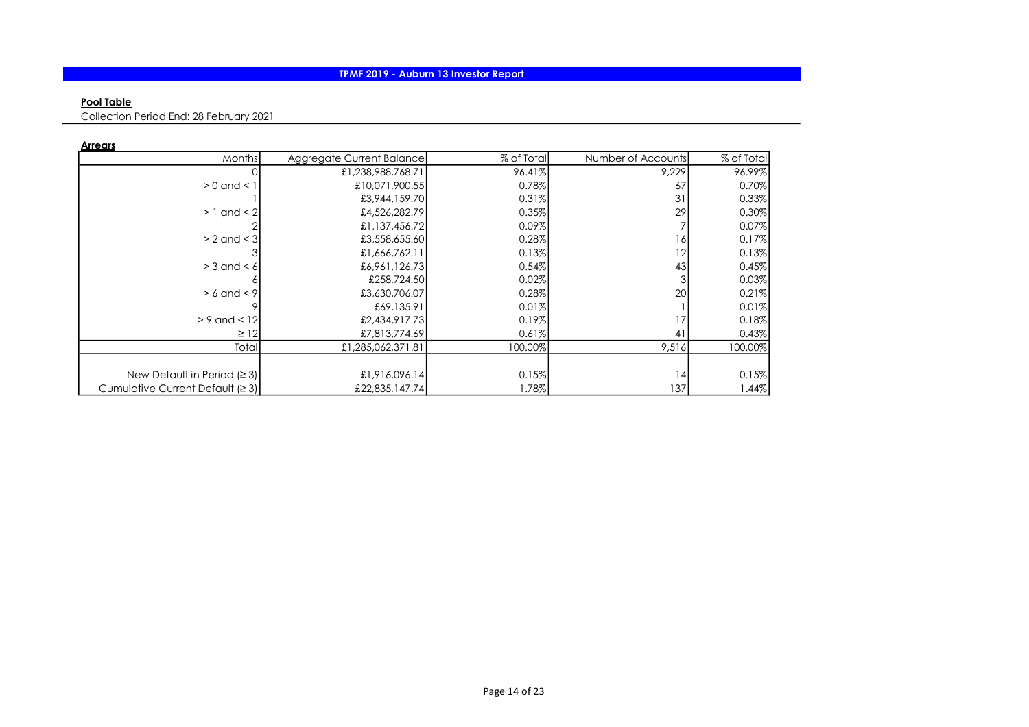# TPMF 2019 - Auburn 13 Investor Report

**Pool Table**

Collection Period End: 28 February 2021

**Arrears**

| Months | Aggregate Current Balance | % of Total | Number of Accounts | % of Total |
|---|---|---|---|---|
| 0 | £1,238,988,768.71 | 96.41% | 9,229 | 96.99% |
| > 0 and < 1 | £10,071,900.55 | 0.78% | 67 | 0.70% |
| 1 | £3,944,159.70 | 0.31% | 31 | 0.33% |
| > 1 and < 2 | £4,526,282.79 | 0.35% | 29 | 0.30% |
| 2 | £1,137,456.72 | 0.09% | 7 | 0.07% |
| > 2 and < 3 | £3,558,655.60 | 0.28% | 16 | 0.17% |
| 3 | £1,666,762.11 | 0.13% | 12 | 0.13% |
| > 3 and < 6 | £6,961,126.73 | 0.54% | 43 | 0.45% |
| 6 | £258,724.50 | 0.02% | 3 | 0.03% |
| > 6 and < 9 | £3,630,706.07 | 0.28% | 20 | 0.21% |
| 9 | £69,135.91 | 0.01% | 1 | 0.01% |
| > 9 and < 12 | £2,434,917.73 | 0.19% | 17 | 0.18% |
| ≥ 12 | £7,813,774.69 | 0.61% | 41 | 0.43% |
| Total | £1,285,062,371.81 | 100.00% | 9,516 | 100.00% |
| | | | | |
| New Default in Period (≥ 3) | £1,916,096.14 | 0.15% | 14 | 0.15% |
| Cumulative Current Default (≥ 3) | £22,835,147.74 | 1.78% | 137 | 1.44% |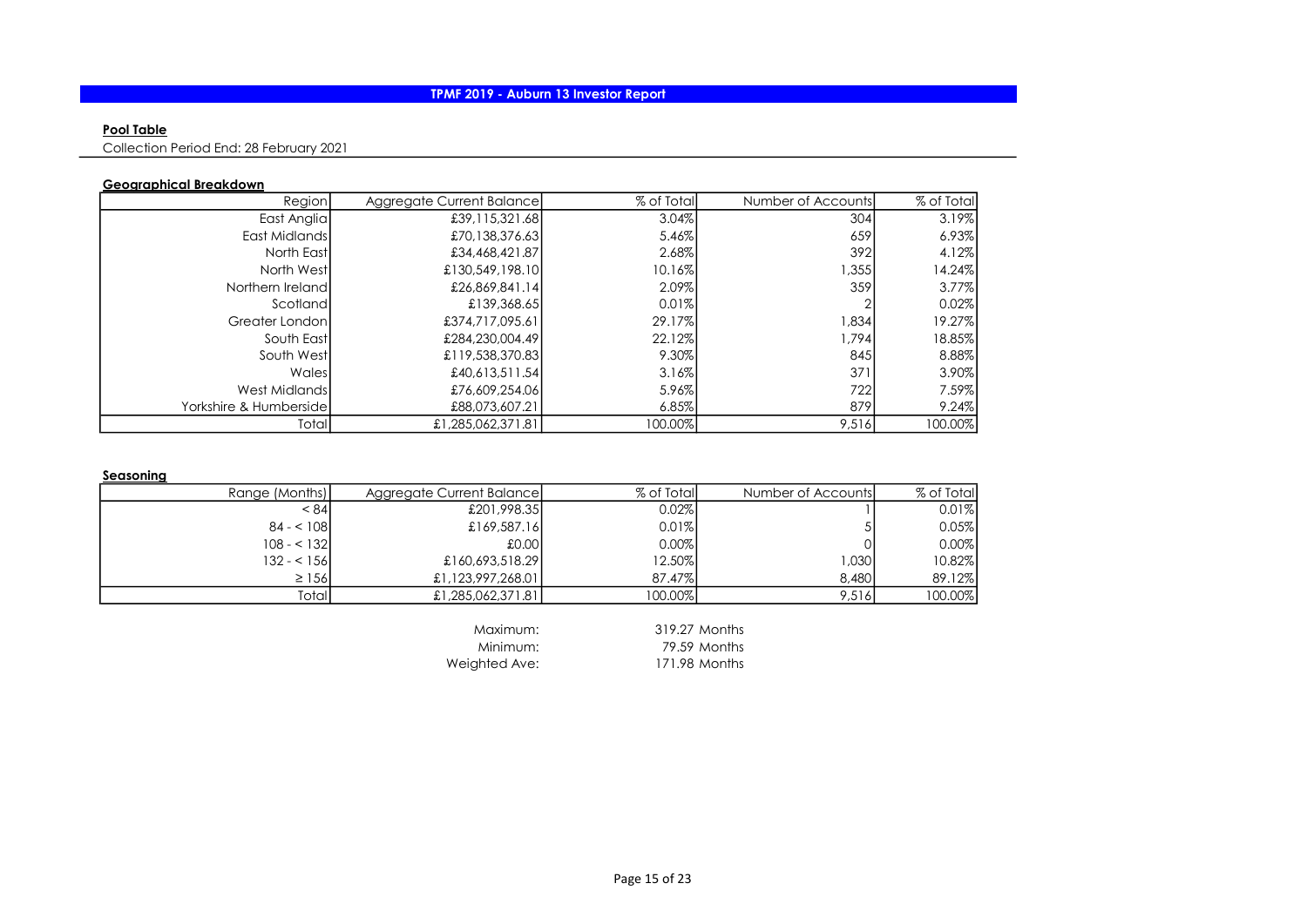# TPMF 2019 - Auburn 13 Investor Report

## Pool Table

Collection Period End: 28 February 2021

### Geographical Breakdown

| Region | Aggregate Current Balance | % of Total | Number of Accounts | % of Total |
|---|---|---|---|---|
| East Anglia | £39,115,321.68 | 3.04% | 304 | 3.19% |
| East Midlands | £70,138,376.63 | 5.46% | 659 | 6.93% |
| North East | £34,468,421.87 | 2.68% | 392 | 4.12% |
| North West | £130,549,198.10 | 10.16% | 1,355 | 14.24% |
| Northern Ireland | £26,869,841.14 | 2.09% | 359 | 3.77% |
| Scotland | £139,368.65 | 0.01% | 2 | 0.02% |
| Greater London | £374,717,095.61 | 29.17% | 1,834 | 19.27% |
| South East | £284,230,004.49 | 22.12% | 1,794 | 18.85% |
| South West | £119,538,370.83 | 9.30% | 845 | 8.88% |
| Wales | £40,613,511.54 | 3.16% | 371 | 3.90% |
| West Midlands | £76,609,254.06 | 5.96% | 722 | 7.59% |
| Yorkshire & Humberside | £88,073,607.21 | 6.85% | 879 | 9.24% |
| Total | £1,285,062,371.81 | 100.00% | 9,516 | 100.00% |

### Seasoning

| Range (Months) | Aggregate Current Balance | % of Total | Number of Accounts | % of Total |
|---|---|---|---|---|
| < 84 | £201,998.35 | 0.02% | 1 | 0.01% |
| 84 - < 108 | £169,587.16 | 0.01% | 5 | 0.05% |
| 108 - < 132 | £0.00 | 0.00% | 0 | 0.00% |
| 132 - < 156 | £160,693,518.29 | 12.50% | 1,030 | 10.82% |
| ≥ 156 | £1,123,997,268.01 | 87.47% | 8,480 | 89.12% |
| Total | £1,285,062,371.81 | 100.00% | 9,516 | 100.00% |

Maximum: 319.27 Months
Minimum: 79.59 Months
Weighted Ave: 171.98 Months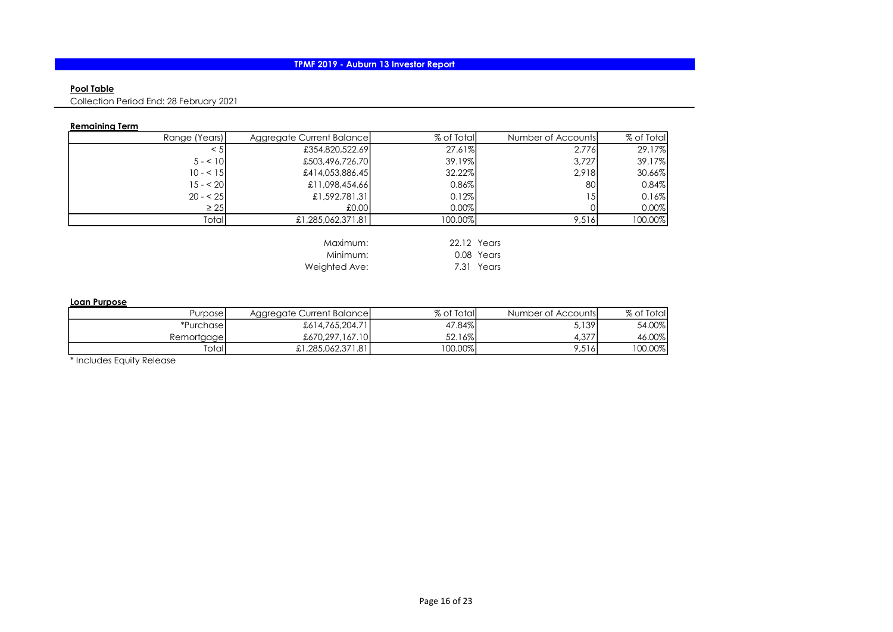# TPMF 2019 - Auburn 13 Investor Report

## Pool Table

Collection Period End: 28 February 2021

### Remaining Term

| Range (Years) | Aggregate Current Balance | % of Total | Number of Accounts | % of Total |
|---|---|---|---|---|
| < 5 | £354,820,522.69 | 27.61% | 2,776 | 29.17% |
| 5 - < 10 | £503,496,726.70 | 39.19% | 3,727 | 39.17% |
| 10 - < 15 | £414,053,886.45 | 32.22% | 2,918 | 30.66% |
| 15 - < 20 | £11,098,454.66 | 0.86% | 80 | 0.84% |
| 20 - < 25 | £1,592,781.31 | 0.12% | 15 | 0.16% |
| ≥ 25 | £0.00 | 0.00% | 0 | 0.00% |
| Total | £1,285,062,371.81 | 100.00% | 9,516 | 100.00% |

| | |
|---|---|
| Maximum: | 22.12 Years |
| Minimum: | 0.08 Years |
| Weighted Ave: | 7.31 Years |

### Loan Purpose

| Purpose | Aggregate Current Balance | % of Total | Number of Accounts | % of Total |
|---|---|---|---|---|
| *Purchase | £614,765,204.71 | 47.84% | 5,139 | 54.00% |
| Remortgage | £670,297,167.10 | 52.16% | 4,377 | 46.00% |
| Total | £1,285,062,371.81 | 100.00% | 9,516 | 100.00% |

* Includes Equity Release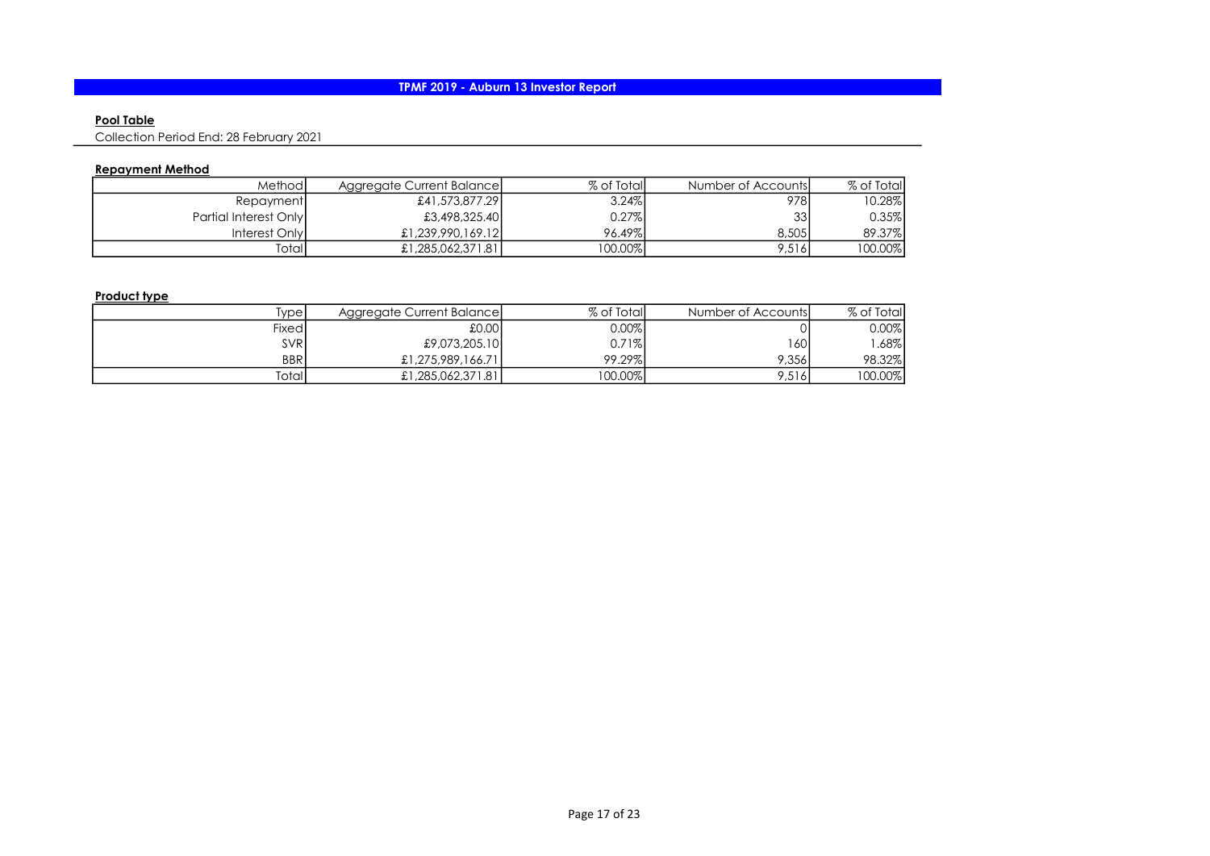## TPMF 2019 - Auburn 13 Investor Report

**Pool Table**

Collection Period End: 28 February 2021

**Repayment Method**

| Method | Aggregate Current Balance | % of Total | Number of Accounts | % of Total |
|---|---|---|---|---|
| Repayment | £41,573,877.29 | 3.24% | 978 | 10.28% |
| Partial Interest Only | £3,498,325.40 | 0.27% | 33 | 0.35% |
| Interest Only | £1,239,990,169.12 | 96.49% | 8,505 | 89.37% |
| Total | £1,285,062,371.81 | 100.00% | 9,516 | 100.00% |

**Product type**

| Type | Aggregate Current Balance | % of Total | Number of Accounts | % of Total |
|---|---|---|---|---|
| Fixed | £0.00 | 0.00% | 0 | 0.00% |
| SVR | £9,073,205.10 | 0.71% | 160 | 1.68% |
| BBR | £1,275,989,166.71 | 99.29% | 9,356 | 98.32% |
| Total | £1,285,062,371.81 | 100.00% | 9,516 | 100.00% |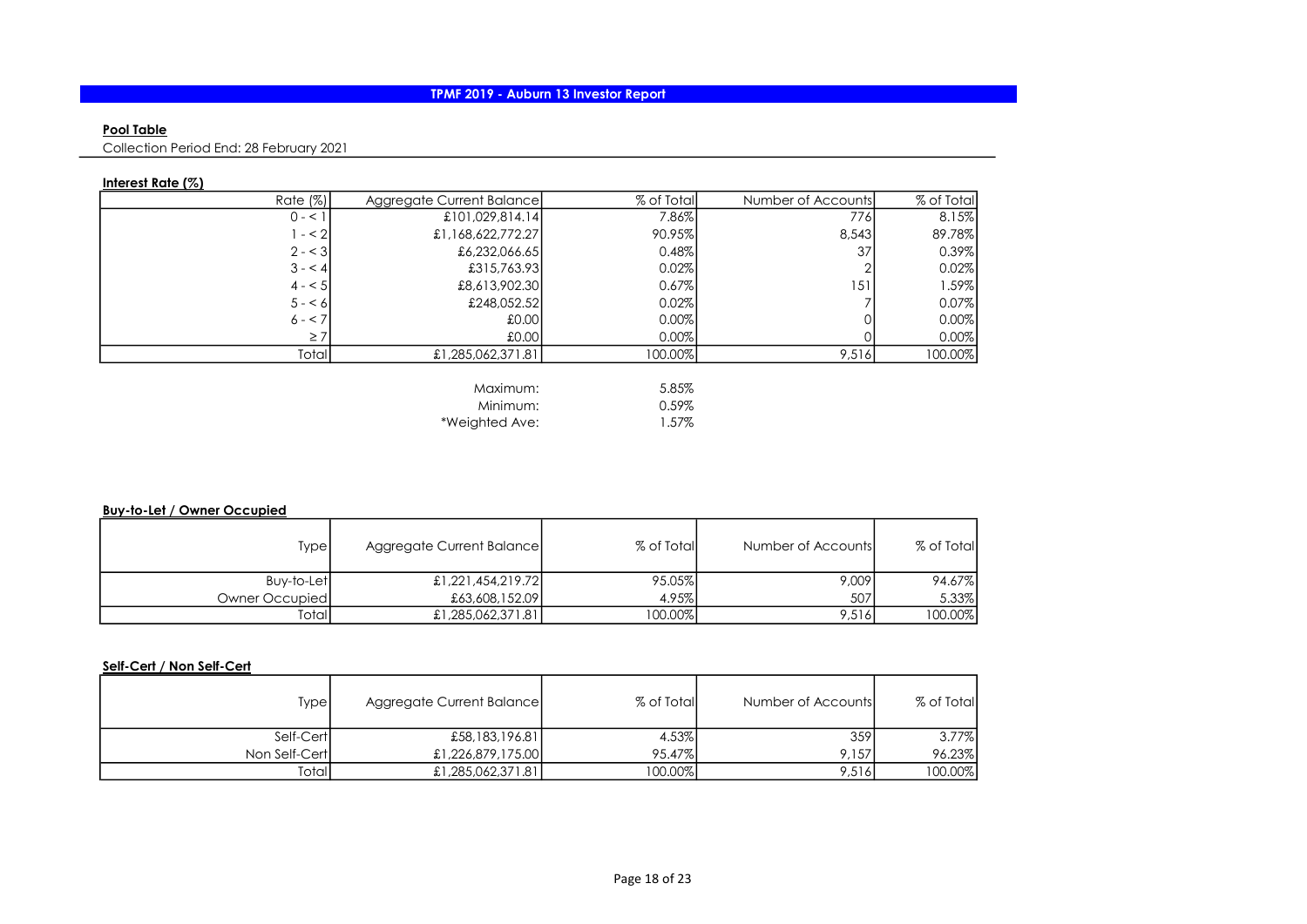# TPMF 2019 - Auburn 13 Investor Report

**Pool Table**

Collection Period End: 28 February 2021

**Interest Rate (%)**

| Rate (%) | Aggregate Current Balance | % of Total | Number of Accounts | % of Total |
|---|---|---|---|---|
| 0 - < 1 | £101,029,814.14 | 7.86% | 776 | 8.15% |
| 1 - < 2 | £1,168,622,772.27 | 90.95% | 8,543 | 89.78% |
| 2 - < 3 | £6,232,066.65 | 0.48% | 37 | 0.39% |
| 3 - < 4 | £315,763.93 | 0.02% | 2 | 0.02% |
| 4 - < 5 | £8,613,902.30 | 0.67% | 151 | 1.59% |
| 5 - < 6 | £248,052.52 | 0.02% | 7 | 0.07% |
| 6 - < 7 | £0.00 | 0.00% | 0 | 0.00% |
| ≥ 7 | £0.00 | 0.00% | 0 | 0.00% |
| Total | £1,285,062,371.81 | 100.00% | 9,516 | 100.00% |

| | |
|---|---|
| Maximum: | 5.85% |
| Minimum: | 0.59% |
| *Weighted Ave: | 1.57% |

**Buy-to-Let / Owner Occupied**

| Type | Aggregate Current Balance | % of Total | Number of Accounts | % of Total |
|---|---|---|---|---|
| Buy-to-Let | £1,221,454,219.72 | 95.05% | 9,009 | 94.67% |
| Owner Occupied | £63,608,152.09 | 4.95% | 507 | 5.33% |
| Total | £1,285,062,371.81 | 100.00% | 9,516 | 100.00% |

**Self-Cert / Non Self-Cert**

| Type | Aggregate Current Balance | % of Total | Number of Accounts | % of Total |
|---|---|---|---|---|
| Self-Cert | £58,183,196.81 | 4.53% | 359 | 3.77% |
| Non Self-Cert | £1,226,879,175.00 | 95.47% | 9,157 | 96.23% |
| Total | £1,285,062,371.81 | 100.00% | 9,516 | 100.00% |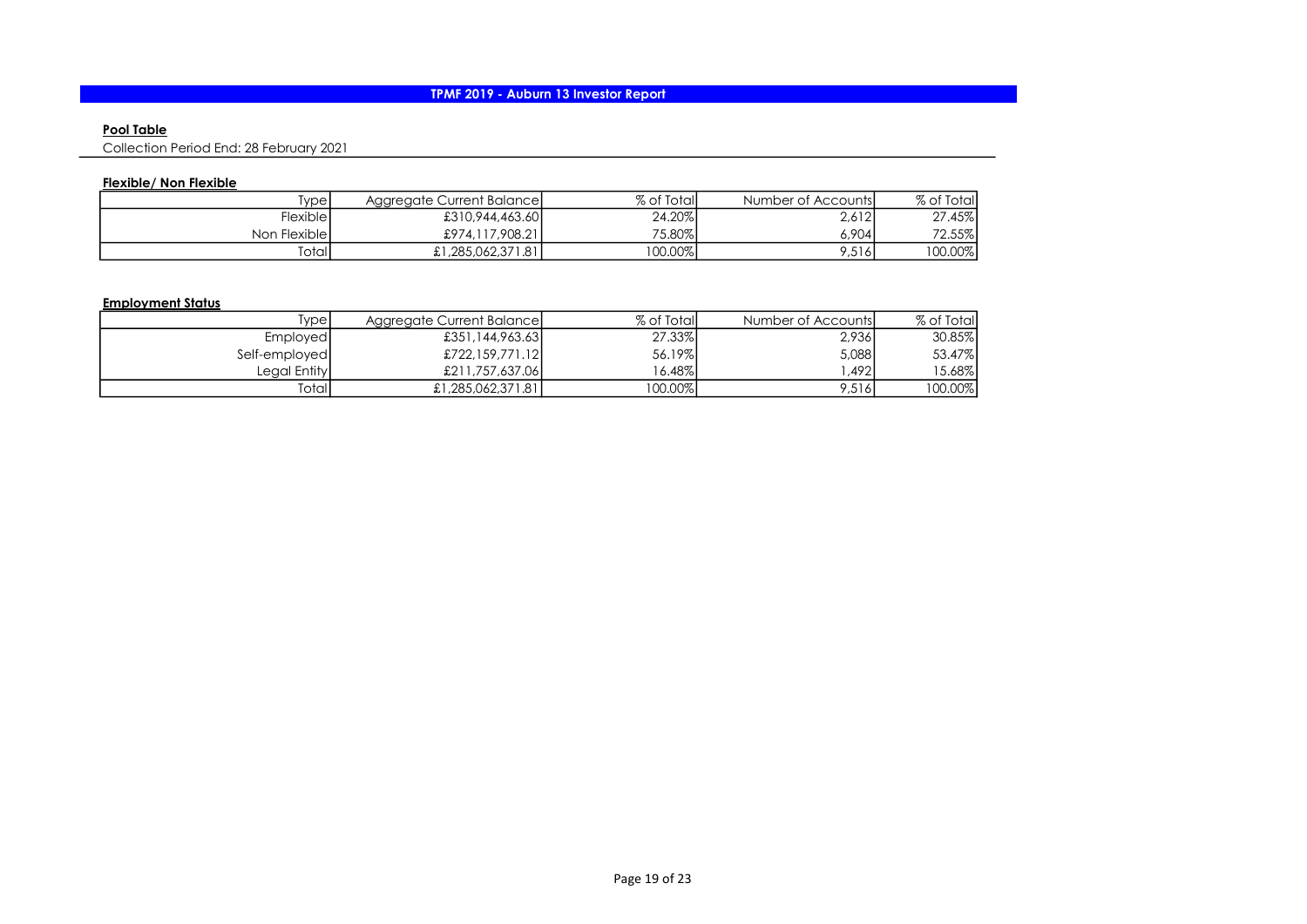# TPMF 2019 - Auburn 13 Investor Report

**Pool Table**

Collection Period End: 28 February 2021

**Flexible/ Non Flexible**

| Type | Aggregate Current Balance | % of Total | Number of Accounts | % of Total |
|---|---|---|---|---|
| Flexible | £310,944,463.60 | 24.20% | 2,612 | 27.45% |
| Non Flexible | £974,117,908.21 | 75.80% | 6,904 | 72.55% |
| Total | £1,285,062,371.81 | 100.00% | 9,516 | 100.00% |

**Employment Status**

| Type | Aggregate Current Balance | % of Total | Number of Accounts | % of Total |
|---|---|---|---|---|
| Employed | £351,144,963.63 | 27.33% | 2,936 | 30.85% |
| Self-employed | £722,159,771.12 | 56.19% | 5,088 | 53.47% |
| Legal Entity | £211,757,637.06 | 16.48% | 1,492 | 15.68% |
| Total | £1,285,062,371.81 | 100.00% | 9,516 | 100.00% |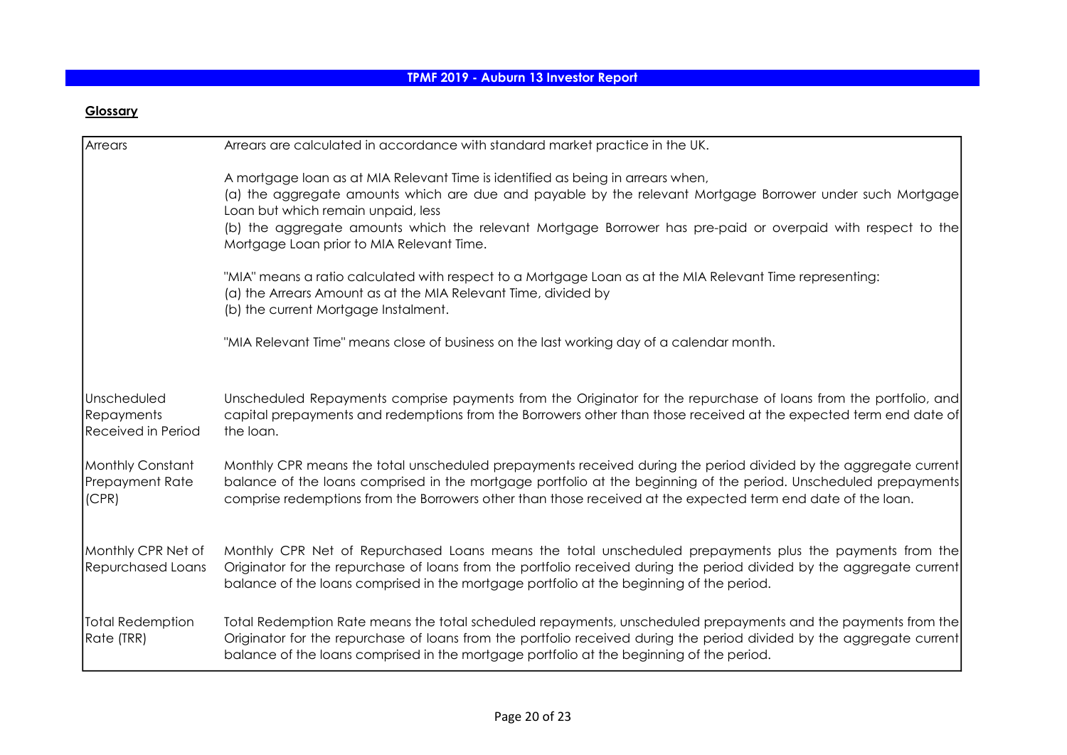# TPMF 2019 - Auburn 13 Investor Report

## Glossary

| | |
|---|---|
| Arrears | Arrears are calculated in accordance with standard market practice in the UK.<br><br>A mortgage loan as at MIA Relevant Time is identified as being in arrears when,<br>(a) the aggregate amounts which are due and payable by the relevant Mortgage Borrower under such Mortgage Loan but which remain unpaid, less<br>(b) the aggregate amounts which the relevant Mortgage Borrower has pre-paid or overpaid with respect to the Mortgage Loan prior to MIA Relevant Time.<br><br>"MIA" means a ratio calculated with respect to a Mortgage Loan as at the MIA Relevant Time representing:<br>(a) the Arrears Amount as at the MIA Relevant Time, divided by<br>(b) the current Mortgage Instalment.<br><br>"MIA Relevant Time" means close of business on the last working day of a calendar month. |
| Unscheduled Repayments Received in Period | Unscheduled Repayments comprise payments from the Originator for the repurchase of loans from the portfolio, and capital prepayments and redemptions from the Borrowers other than those received at the expected term end date of the loan. |
| Monthly Constant Prepayment Rate (CPR) | Monthly CPR means the total unscheduled prepayments received during the period divided by the aggregate current balance of the loans comprised in the mortgage portfolio at the beginning of the period. Unscheduled prepayments comprise redemptions from the Borrowers other than those received at the expected term end date of the loan. |
| Monthly CPR Net of Repurchased Loans | Monthly CPR Net of Repurchased Loans means the total unscheduled prepayments plus the payments from the Originator for the repurchase of loans from the portfolio received during the period divided by the aggregate current balance of the loans comprised in the mortgage portfolio at the beginning of the period. |
| Total Redemption Rate (TRR) | Total Redemption Rate means the total scheduled repayments, unscheduled prepayments and the payments from the Originator for the repurchase of loans from the portfolio received during the period divided by the aggregate current balance of the loans comprised in the mortgage portfolio at the beginning of the period. |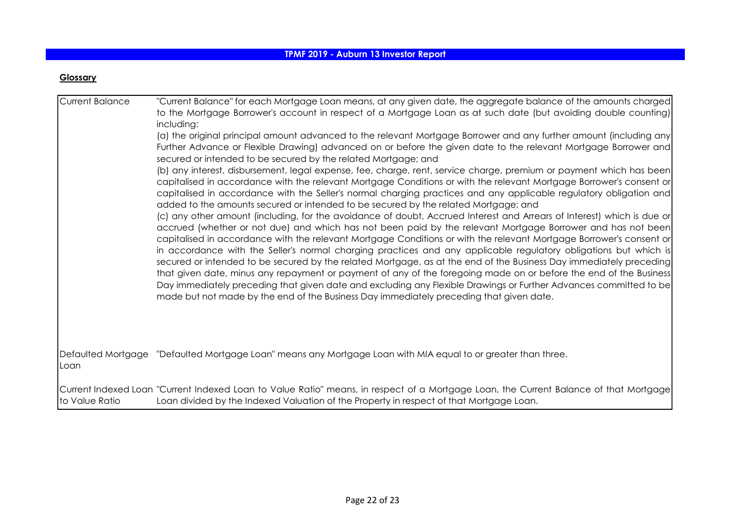## TPMF 2019 - Auburn 13 Investor Report

**Glossary**

| Term | Definition |
| --- | --- |
| Current Balance | "Current Balance" for each Mortgage Loan means, at any given date, the aggregate balance of the amounts charged to the Mortgage Borrower's account in respect of a Mortgage Loan as at such date (but avoiding double counting) including:<br>(a) the original principal amount advanced to the relevant Mortgage Borrower and any further amount (including any Further Advance or Flexible Drawing) advanced on or before the given date to the relevant Mortgage Borrower and secured or intended to be secured by the related Mortgage; and<br>(b) any interest, disbursement, legal expense, fee, charge, rent, service charge, premium or payment which has been capitalised in accordance with the relevant Mortgage Conditions or with the relevant Mortgage Borrower's consent or capitalised in accordance with the Seller's normal charging practices and any applicable regulatory obligation and added to the amounts secured or intended to be secured by the related Mortgage; and<br>(c) any other amount (including, for the avoidance of doubt, Accrued Interest and Arrears of Interest) which is due or accrued (whether or not due) and which has not been paid by the relevant Mortgage Borrower and has not been capitalised in accordance with the relevant Mortgage Conditions or with the relevant Mortgage Borrower's consent or in accordance with the Seller's normal charging practices and any applicable regulatory obligations but which is secured or intended to be secured by the related Mortgage, as at the end of the Business Day immediately preceding that given date, minus any repayment or payment of any of the foregoing made on or before the end of the Business Day immediately preceding that given date and excluding any Flexible Drawings or Further Advances committed to be made but not made by the end of the Business Day immediately preceding that given date. |
| Defaulted Mortgage Loan | "Defaulted Mortgage Loan" means any Mortgage Loan with MIA equal to or greater than three. |
| Current Indexed Loan to Value Ratio | "Current Indexed Loan to Value Ratio" means, in respect of a Mortgage Loan, the Current Balance of that Mortgage Loan divided by the Indexed Valuation of the Property in respect of that Mortgage Loan. |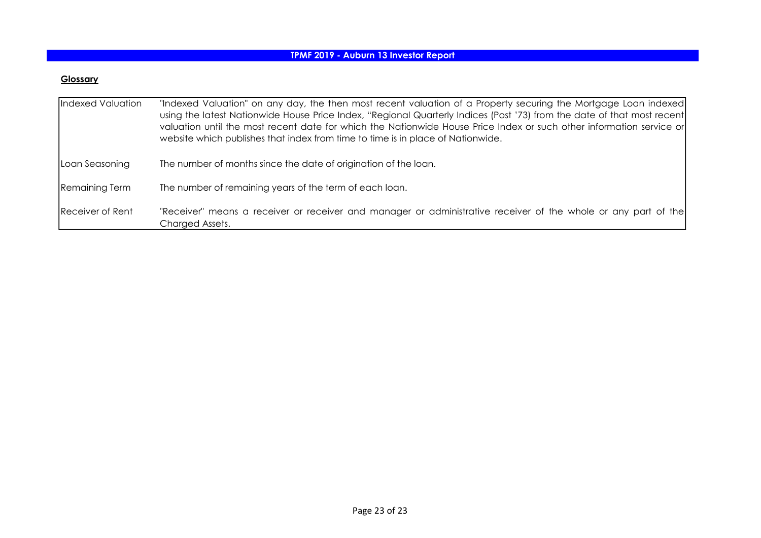## TPMF 2019 - Auburn 13 Investor Report

**Glossary**

| | |
|---|---|
| Indexed Valuation | "Indexed Valuation" on any day, the then most recent valuation of a Property securing the Mortgage Loan indexed using the latest Nationwide House Price Index, "Regional Quarterly Indices (Post '73) from the date of that most recent valuation until the most recent date for which the Nationwide House Price Index or such other information service or website which publishes that index from time to time is in place of Nationwide. |
| Loan Seasoning | The number of months since the date of origination of the loan. |
| Remaining Term | The number of remaining years of the term of each loan. |
| Receiver of Rent | "Receiver" means a receiver or receiver and manager or administrative receiver of the whole or any part of the Charged Assets. |